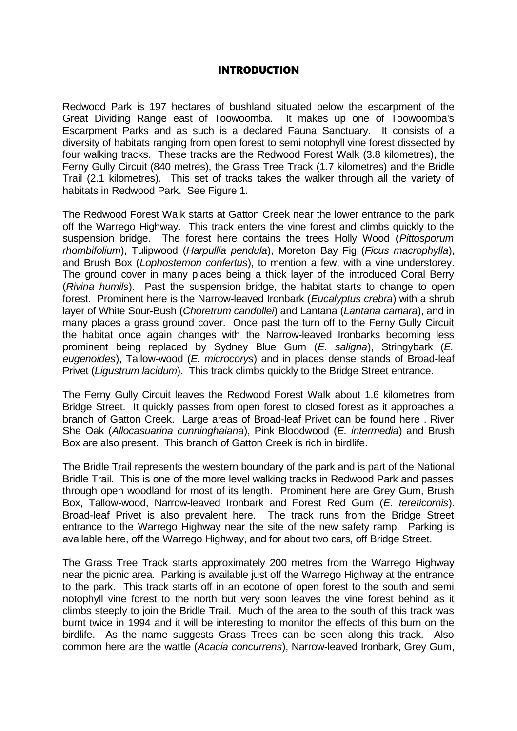# INTRODUCTION

Redwood Park is 197 hectares of bushland situated below the escarpment of the Great Dividing Range east of Toowoomba. It makes up one of Toowoomba's Escarpment Parks and as such is a declared Fauna Sanctuary. It consists of a diversity of habitats ranging from open forest to semi notophyll vine forest dissected by four walking tracks. These tracks are the Redwood Forest Walk (3.8 kilometres), the Ferny Gully Circuit (840 metres), the Grass Tree Track (1.7 kilometres) and the Bridle Trail (2.1 kilometres). This set of tracks takes the walker through all the variety of habitats in Redwood Park. See Figure 1.

The Redwood Forest Walk starts at Gatton Creek near the lower entrance to the park off the Warrego Highway. This track enters the vine forest and climbs quickly to the suspension bridge. The forest here contains the trees Holly Wood (*Pittosporum rhombifolium*), Tulipwood (*Harpullia pendula*), Moreton Bay Fig (*Ficus macrophylla*), and Brush Box (*Lophostemon confertus*), to mention a few, with a vine understorey. The ground cover in many places being a thick layer of the introduced Coral Berry (*Rivina humils*). Past the suspension bridge, the habitat starts to change to open forest. Prominent here is the Narrow-leaved Ironbark (*Eucalyptus crebra*) with a shrub layer of White Sour-Bush (*Choretrum candollei*) and Lantana (*Lantana camara*), and in many places a grass ground cover. Once past the turn off to the Ferny Gully Circuit the habitat once again changes with the Narrow-leaved Ironbarks becoming less prominent being replaced by Sydney Blue Gum (*E. saligna*), Stringybark (*E. eugenoides*), Tallow-wood (*E. microcorys*) and in places dense stands of Broad-leaf Privet (*Ligustrum lacidum*). This track climbs quickly to the Bridge Street entrance.

The Ferny Gully Circuit leaves the Redwood Forest Walk about 1.6 kilometres from Bridge Street. It quickly passes from open forest to closed forest as it approaches a branch of Gatton Creek. Large areas of Broad-leaf Privet can be found here . River She Oak (*Allocasuarina cunninghaiana*), Pink Bloodwood (*E. intermedia*) and Brush Box are also present. This branch of Gatton Creek is rich in birdlife.

The Bridle Trail represents the western boundary of the park and is part of the National Bridle Trail. This is one of the more level walking tracks in Redwood Park and passes through open woodland for most of its length. Prominent here are Grey Gum, Brush Box, Tallow-wood, Narrow-leaved Ironbark and Forest Red Gum (*E. tereticornis*). Broad-leaf Privet is also prevalent here. The track runs from the Bridge Street entrance to the Warrego Highway near the site of the new safety ramp. Parking is available here, off the Warrego Highway, and for about two cars, off Bridge Street.

The Grass Tree Track starts approximately 200 metres from the Warrego Highway near the picnic area. Parking is available just off the Warrego Highway at the entrance to the park. This track starts off in an ecotone of open forest to the south and semi notophyll vine forest to the north but very soon leaves the vine forest behind as it climbs steeply to join the Bridle Trail. Much of the area to the south of this track was burnt twice in 1994 and it will be interesting to monitor the effects of this burn on the birdlife. As the name suggests Grass Trees can be seen along this track. Also common here are the wattle (*Acacia concurrens*), Narrow-leaved Ironbark, Grey Gum,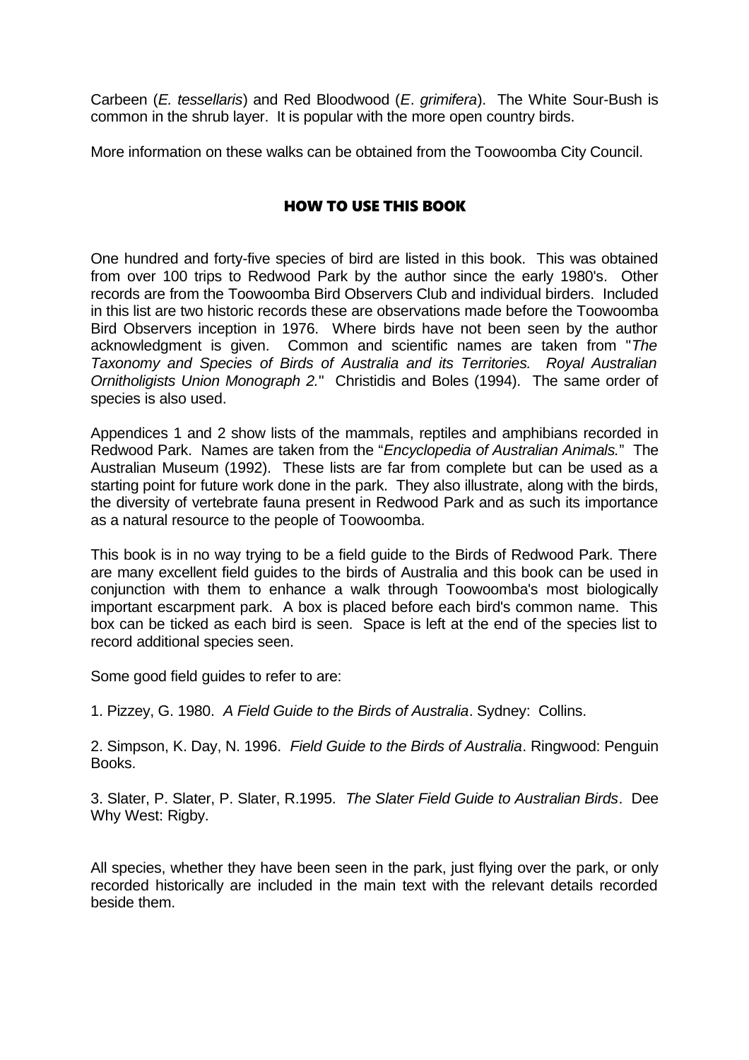Carbeen (*E. tessellaris*) and Red Bloodwood (*E*. *grimifera*). The White Sour-Bush is common in the shrub layer. It is popular with the more open country birds.

More information on these walks can be obtained from the Toowoomba City Council.

## HOW TO USE THIS BOOK

One hundred and forty-five species of bird are listed in this book. This was obtained from over 100 trips to Redwood Park by the author since the early 1980's. Other records are from the Toowoomba Bird Observers Club and individual birders. Included in this list are two historic records these are observations made before the Toowoomba Bird Observers inception in 1976. Where birds have not been seen by the author acknowledgment is given. Common and scientific names are taken from "*The Taxonomy and Species of Birds of Australia and its Territories. Royal Australian Ornitholigists Union Monograph 2.*" Christidis and Boles (1994). The same order of species is also used.

Appendices 1 and 2 show lists of the mammals, reptiles and amphibians recorded in Redwood Park. Names are taken from the "*Encyclopedia of Australian Animals.*" The Australian Museum (1992). These lists are far from complete but can be used as a starting point for future work done in the park. They also illustrate, along with the birds, the diversity of vertebrate fauna present in Redwood Park and as such its importance as a natural resource to the people of Toowoomba.

This book is in no way trying to be a field guide to the Birds of Redwood Park. There are many excellent field guides to the birds of Australia and this book can be used in conjunction with them to enhance a walk through Toowoomba's most biologically important escarpment park. A box is placed before each bird's common name. This box can be ticked as each bird is seen. Space is left at the end of the species list to record additional species seen.

Some good field guides to refer to are:

1. Pizzey, G. 1980. *A Field Guide to the Birds of Australia*. Sydney: Collins.

2. Simpson, K. Day, N. 1996. *Field Guide to the Birds of Australia*. Ringwood: Penguin Books.

3. Slater, P. Slater, P. Slater, R.1995. *The Slater Field Guide to Australian Birds*. Dee Why West: Rigby.

All species, whether they have been seen in the park, just flying over the park, or only recorded historically are included in the main text with the relevant details recorded beside them.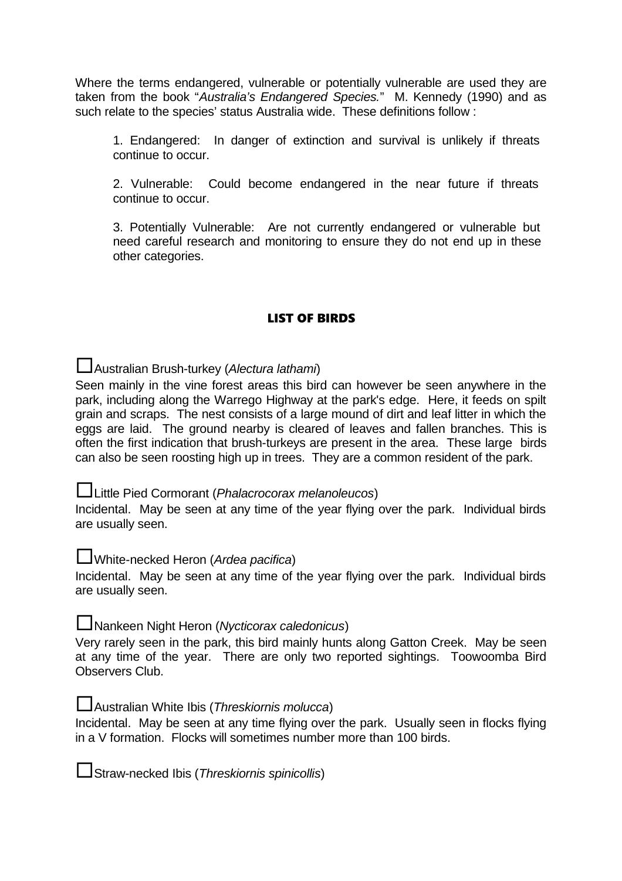Where the terms endangered, vulnerable or potentially vulnerable are used they are taken from the book "*Australia's Endangered Species.*" M. Kennedy (1990) and as such relate to the species' status Australia wide. These definitions follow :

1. Endangered: In danger of extinction and survival is unlikely if threats continue to occur.

2. Vulnerable: Could become endangered in the near future if threats continue to occur.

3. Potentially Vulnerable: Are not currently endangered or vulnerable but need careful research and monitoring to ensure they do not end up in these other categories.

## LIST OF BIRDS

☐Australian Brush-turkey (*Alectura lathami*)

Seen mainly in the vine forest areas this bird can however be seen anywhere in the park, including along the Warrego Highway at the park's edge. Here, it feeds on spilt grain and scraps. The nest consists of a large mound of dirt and leaf litter in which the eggs are laid. The ground nearby is cleared of leaves and fallen branches. This is often the first indication that brush-turkeys are present in the area. These large birds can also be seen roosting high up in trees. They are a common resident of the park.

☐Little Pied Cormorant (*Phalacrocorax melanoleucos*)

Incidental. May be seen at any time of the year flying over the park. Individual birds are usually seen.

☐White-necked Heron (*Ardea pacifica*)

Incidental. May be seen at any time of the year flying over the park. Individual birds are usually seen.

☐Nankeen Night Heron (*Nycticorax caledonicus*)

Very rarely seen in the park, this bird mainly hunts along Gatton Creek. May be seen at any time of the year. There are only two reported sightings. Toowoomba Bird Observers Club.

☐Australian White Ibis (*Threskiornis molucca*)

Incidental. May be seen at any time flying over the park. Usually seen in flocks flying in a V formation. Flocks will sometimes number more than 100 birds.

☐Straw-necked Ibis (*Threskiornis spinicollis*)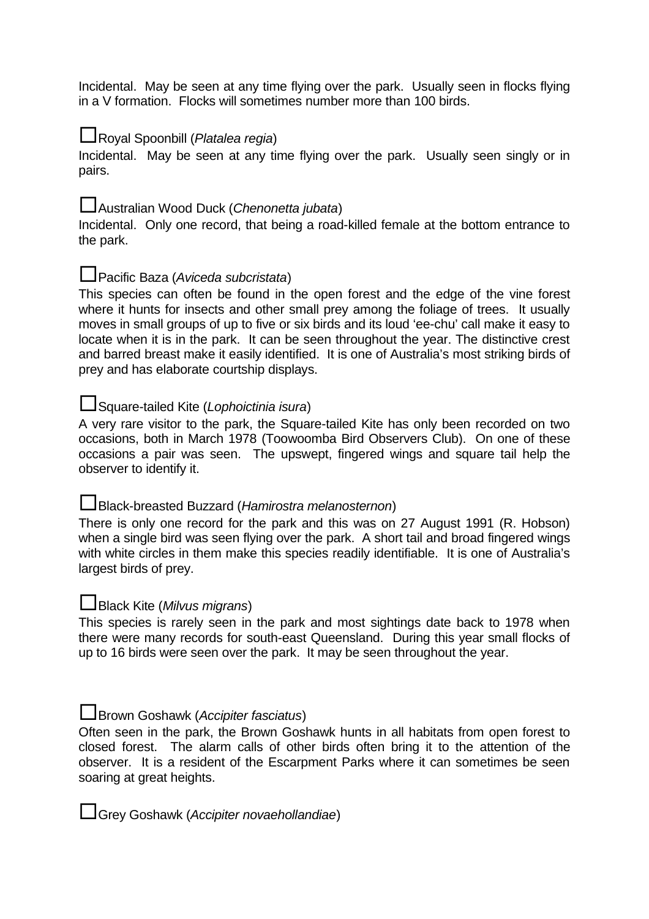Incidental. May be seen at any time flying over the park. Usually seen in flocks flying in a V formation. Flocks will sometimes number more than 100 birds.

☐Royal Spoonbill (*Platalea regia*)

Incidental. May be seen at any time flying over the park. Usually seen singly or in pairs.

☐Australian Wood Duck (*Chenonetta jubata*)

Incidental. Only one record, that being a road-killed female at the bottom entrance to the park.

☐Pacific Baza (*Aviceda subcristata*)

This species can often be found in the open forest and the edge of the vine forest where it hunts for insects and other small prey among the foliage of trees. It usually moves in small groups of up to five or six birds and its loud 'ee-chu' call make it easy to locate when it is in the park. It can be seen throughout the year. The distinctive crest and barred breast make it easily identified. It is one of Australia's most striking birds of prey and has elaborate courtship displays.

☐Square-tailed Kite (*Lophoictinia isura*)

A very rare visitor to the park, the Square-tailed Kite has only been recorded on two occasions, both in March 1978 (Toowoomba Bird Observers Club). On one of these occasions a pair was seen. The upswept, fingered wings and square tail help the observer to identify it.

☐Black-breasted Buzzard (*Hamirostra melanosternon*)

There is only one record for the park and this was on 27 August 1991 (R. Hobson) when a single bird was seen flying over the park. A short tail and broad fingered wings with white circles in them make this species readily identifiable. It is one of Australia's largest birds of prey.

☐Black Kite (*Milvus migrans*)

This species is rarely seen in the park and most sightings date back to 1978 when there were many records for south-east Queensland. During this year small flocks of up to 16 birds were seen over the park. It may be seen throughout the year.

☐Brown Goshawk (*Accipiter fasciatus*)

Often seen in the park, the Brown Goshawk hunts in all habitats from open forest to closed forest. The alarm calls of other birds often bring it to the attention of the observer. It is a resident of the Escarpment Parks where it can sometimes be seen soaring at great heights.

☐Grey Goshawk (*Accipiter novaehollandiae*)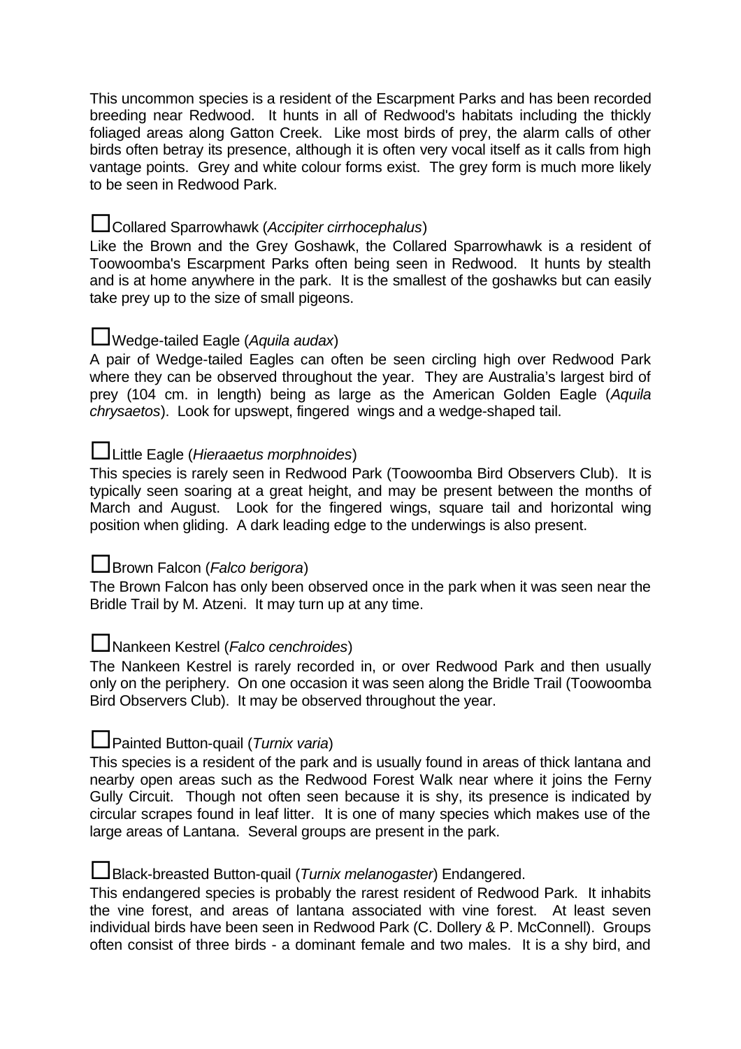This uncommon species is a resident of the Escarpment Parks and has been recorded breeding near Redwood. It hunts in all of Redwood's habitats including the thickly foliaged areas along Gatton Creek. Like most birds of prey, the alarm calls of other birds often betray its presence, although it is often very vocal itself as it calls from high vantage points. Grey and white colour forms exist. The grey form is much more likely to be seen in Redwood Park.

☐Collared Sparrowhawk (*Accipiter cirrhocephalus*)

Like the Brown and the Grey Goshawk, the Collared Sparrowhawk is a resident of Toowoomba's Escarpment Parks often being seen in Redwood. It hunts by stealth and is at home anywhere in the park. It is the smallest of the goshawks but can easily take prey up to the size of small pigeons.

☐Wedge-tailed Eagle (*Aquila audax*)

A pair of Wedge-tailed Eagles can often be seen circling high over Redwood Park where they can be observed throughout the year. They are Australia's largest bird of prey (104 cm. in length) being as large as the American Golden Eagle (*Aquila chrysaetos*). Look for upswept, fingered wings and a wedge-shaped tail.

☐Little Eagle (*Hieraaetus morphnoides*)

This species is rarely seen in Redwood Park (Toowoomba Bird Observers Club). It is typically seen soaring at a great height, and may be present between the months of March and August. Look for the fingered wings, square tail and horizontal wing position when gliding. A dark leading edge to the underwings is also present.

☐Brown Falcon (*Falco berigora*)

The Brown Falcon has only been observed once in the park when it was seen near the Bridle Trail by M. Atzeni. It may turn up at any time.

☐Nankeen Kestrel (*Falco cenchroides*)

The Nankeen Kestrel is rarely recorded in, or over Redwood Park and then usually only on the periphery. On one occasion it was seen along the Bridle Trail (Toowoomba Bird Observers Club). It may be observed throughout the year.

☐Painted Button-quail (*Turnix varia*)

This species is a resident of the park and is usually found in areas of thick lantana and nearby open areas such as the Redwood Forest Walk near where it joins the Ferny Gully Circuit. Though not often seen because it is shy, its presence is indicated by circular scrapes found in leaf litter. It is one of many species which makes use of the large areas of Lantana. Several groups are present in the park.

☐Black-breasted Button-quail (*Turnix melanogaster*) Endangered.

This endangered species is probably the rarest resident of Redwood Park. It inhabits the vine forest, and areas of lantana associated with vine forest. At least seven individual birds have been seen in Redwood Park (C. Dollery & P. McConnell). Groups often consist of three birds - a dominant female and two males. It is a shy bird, and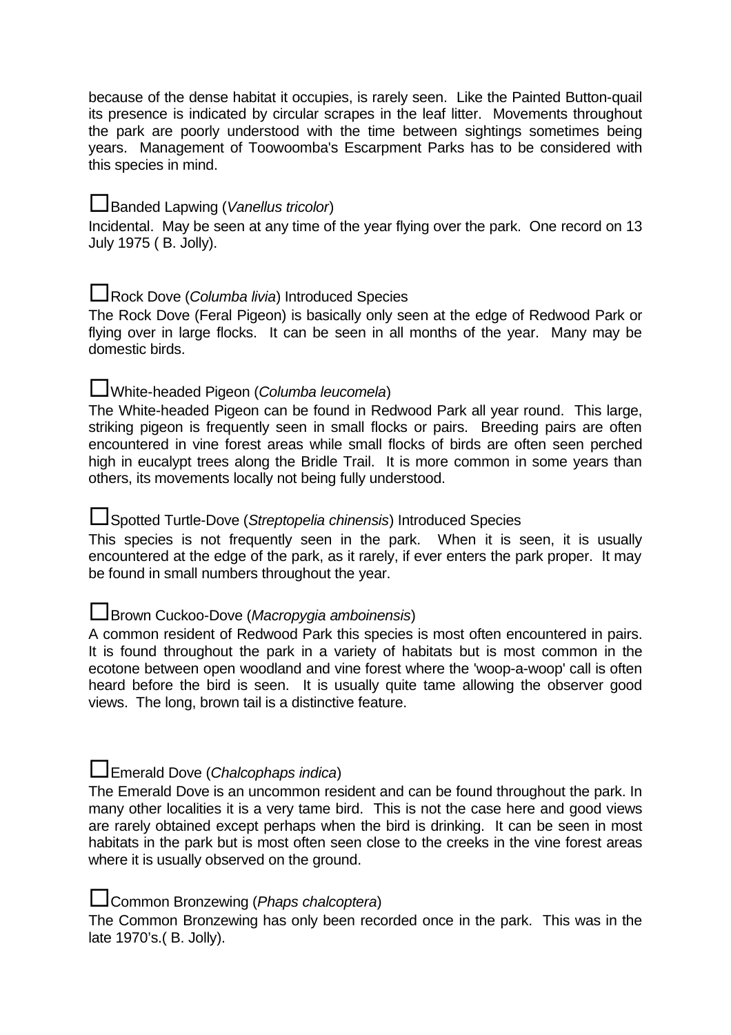because of the dense habitat it occupies, is rarely seen. Like the Painted Button-quail its presence is indicated by circular scrapes in the leaf litter. Movements throughout the park are poorly understood with the time between sightings sometimes being years. Management of Toowoomba's Escarpment Parks has to be considered with this species in mind.

☐Banded Lapwing (*Vanellus tricolor*)

Incidental. May be seen at any time of the year flying over the park. One record on 13 July 1975 ( B. Jolly).

☐Rock Dove (*Columba livia*) Introduced Species

The Rock Dove (Feral Pigeon) is basically only seen at the edge of Redwood Park or flying over in large flocks. It can be seen in all months of the year. Many may be domestic birds.

☐White-headed Pigeon (*Columba leucomela*)

The White-headed Pigeon can be found in Redwood Park all year round. This large, striking pigeon is frequently seen in small flocks or pairs. Breeding pairs are often encountered in vine forest areas while small flocks of birds are often seen perched high in eucalypt trees along the Bridle Trail. It is more common in some years than others, its movements locally not being fully understood.

☐Spotted Turtle-Dove (*Streptopelia chinensis*) Introduced Species

This species is not frequently seen in the park. When it is seen, it is usually encountered at the edge of the park, as it rarely, if ever enters the park proper. It may be found in small numbers throughout the year.

☐Brown Cuckoo-Dove (*Macropygia amboinensis*)

A common resident of Redwood Park this species is most often encountered in pairs. It is found throughout the park in a variety of habitats but is most common in the ecotone between open woodland and vine forest where the 'woop-a-woop' call is often heard before the bird is seen. It is usually quite tame allowing the observer good views. The long, brown tail is a distinctive feature.

☐Emerald Dove (*Chalcophaps indica*)

The Emerald Dove is an uncommon resident and can be found throughout the park. In many other localities it is a very tame bird. This is not the case here and good views are rarely obtained except perhaps when the bird is drinking. It can be seen in most habitats in the park but is most often seen close to the creeks in the vine forest areas where it is usually observed on the ground.

☐Common Bronzewing (*Phaps chalcoptera*)

The Common Bronzewing has only been recorded once in the park. This was in the late 1970's.( B. Jolly).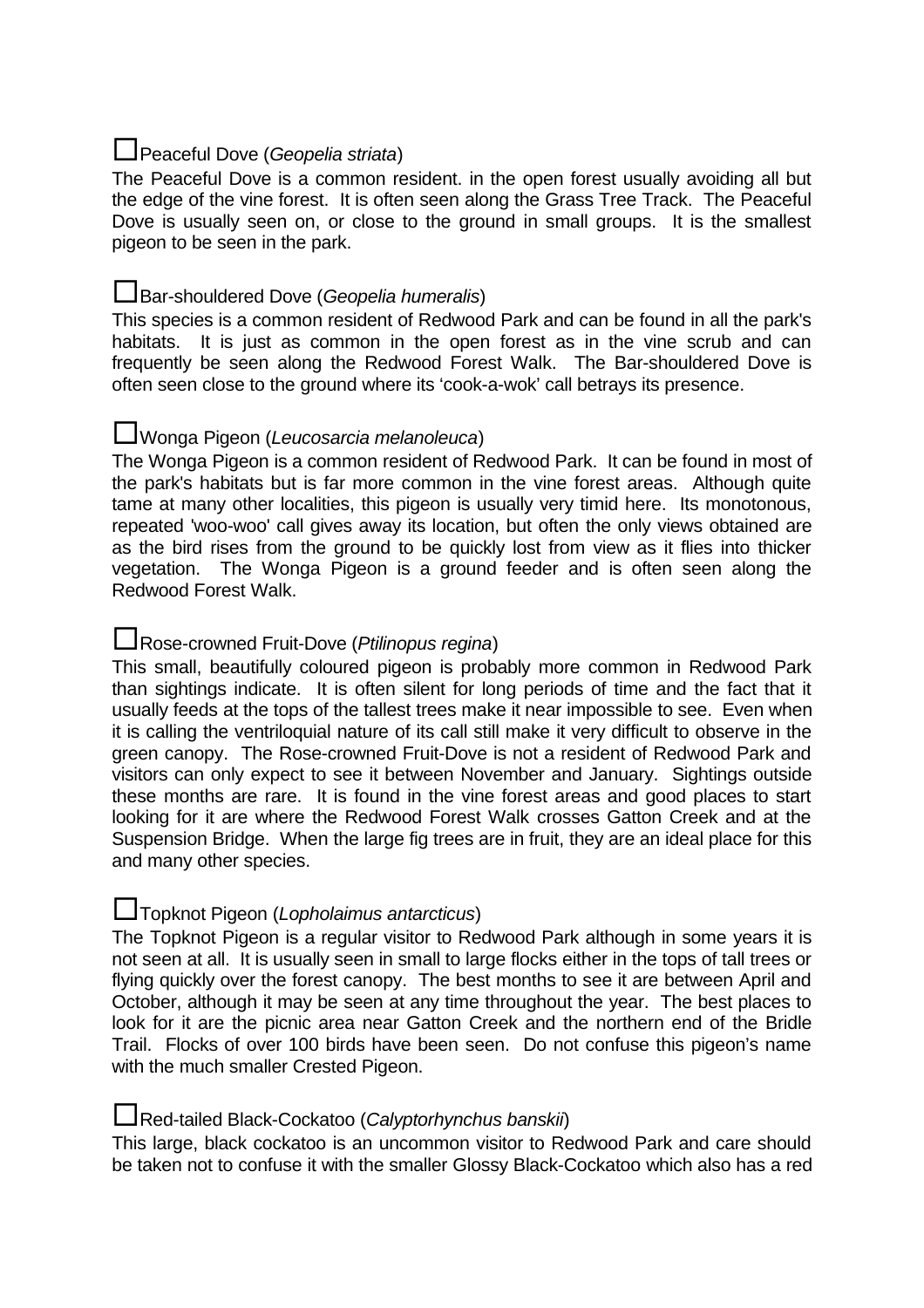☐Peaceful Dove (*Geopelia striata*)

The Peaceful Dove is a common resident. in the open forest usually avoiding all but the edge of the vine forest. It is often seen along the Grass Tree Track. The Peaceful Dove is usually seen on, or close to the ground in small groups. It is the smallest pigeon to be seen in the park.

☐Bar-shouldered Dove (*Geopelia humeralis*)

This species is a common resident of Redwood Park and can be found in all the park's habitats. It is just as common in the open forest as in the vine scrub and can frequently be seen along the Redwood Forest Walk. The Bar-shouldered Dove is often seen close to the ground where its 'cook-a-wok' call betrays its presence.

☐Wonga Pigeon (*Leucosarcia melanoleuca*)

The Wonga Pigeon is a common resident of Redwood Park. It can be found in most of the park's habitats but is far more common in the vine forest areas. Although quite tame at many other localities, this pigeon is usually very timid here. Its monotonous, repeated 'woo-woo' call gives away its location, but often the only views obtained are as the bird rises from the ground to be quickly lost from view as it flies into thicker vegetation. The Wonga Pigeon is a ground feeder and is often seen along the Redwood Forest Walk.

☐Rose-crowned Fruit-Dove (*Ptilinopus regina*)

This small, beautifully coloured pigeon is probably more common in Redwood Park than sightings indicate. It is often silent for long periods of time and the fact that it usually feeds at the tops of the tallest trees make it near impossible to see. Even when it is calling the ventriloquial nature of its call still make it very difficult to observe in the green canopy. The Rose-crowned Fruit-Dove is not a resident of Redwood Park and visitors can only expect to see it between November and January. Sightings outside these months are rare. It is found in the vine forest areas and good places to start looking for it are where the Redwood Forest Walk crosses Gatton Creek and at the Suspension Bridge. When the large fig trees are in fruit, they are an ideal place for this and many other species.

☐Topknot Pigeon (*Lopholaimus antarcticus*)

The Topknot Pigeon is a regular visitor to Redwood Park although in some years it is not seen at all. It is usually seen in small to large flocks either in the tops of tall trees or flying quickly over the forest canopy. The best months to see it are between April and October, although it may be seen at any time throughout the year. The best places to look for it are the picnic area near Gatton Creek and the northern end of the Bridle Trail. Flocks of over 100 birds have been seen. Do not confuse this pigeon's name with the much smaller Crested Pigeon.

☐Red-tailed Black-Cockatoo (*Calyptorhynchus banskii*)

This large, black cockatoo is an uncommon visitor to Redwood Park and care should be taken not to confuse it with the smaller Glossy Black-Cockatoo which also has a red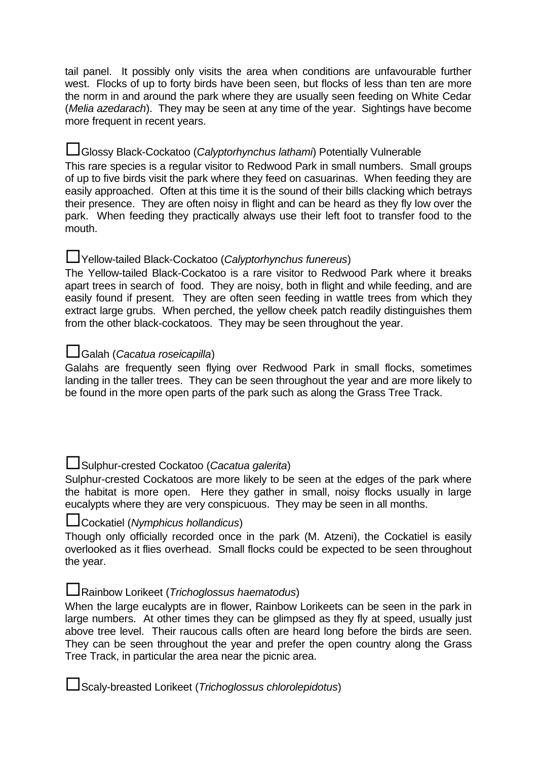tail panel. It possibly only visits the area when conditions are unfavourable further west. Flocks of up to forty birds have been seen, but flocks of less than ten are more the norm in and around the park where they are usually seen feeding on White Cedar (*Melia azedarach*). They may be seen at any time of the year. Sightings have become more frequent in recent years.

☐Glossy Black-Cockatoo (*Calyptorhynchus lathami*) Potentially Vulnerable

This rare species is a regular visitor to Redwood Park in small numbers. Small groups of up to five birds visit the park where they feed on casuarinas. When feeding they are easily approached. Often at this time it is the sound of their bills clacking which betrays their presence. They are often noisy in flight and can be heard as they fly low over the park. When feeding they practically always use their left foot to transfer food to the mouth.

☐Yellow-tailed Black-Cockatoo (*Calyptorhynchus funereus*)

The Yellow-tailed Black-Cockatoo is a rare visitor to Redwood Park where it breaks apart trees in search of food. They are noisy, both in flight and while feeding, and are easily found if present. They are often seen feeding in wattle trees from which they extract large grubs. When perched, the yellow cheek patch readily distinguishes them from the other black-cockatoos. They may be seen throughout the year.

☐Galah (*Cacatua roseicapilla*)

Galahs are frequently seen flying over Redwood Park in small flocks, sometimes landing in the taller trees. They can be seen throughout the year and are more likely to be found in the more open parts of the park such as along the Grass Tree Track.

☐Sulphur-crested Cockatoo (*Cacatua galerita*)

Sulphur-crested Cockatoos are more likely to be seen at the edges of the park where the habitat is more open. Here they gather in small, noisy flocks usually in large eucalypts where they are very conspicuous. They may be seen in all months.

☐Cockatiel (*Nymphicus hollandicus*)

Though only officially recorded once in the park (M. Atzeni), the Cockatiel is easily overlooked as it flies overhead. Small flocks could be expected to be seen throughout the year.

☐Rainbow Lorikeet (*Trichoglossus haematodus*)

When the large eucalypts are in flower, Rainbow Lorikeets can be seen in the park in large numbers. At other times they can be glimpsed as they fly at speed, usually just above tree level. Their raucous calls often are heard long before the birds are seen. They can be seen throughout the year and prefer the open country along the Grass Tree Track, in particular the area near the picnic area.

☐Scaly-breasted Lorikeet (*Trichoglossus chlorolepidotus*)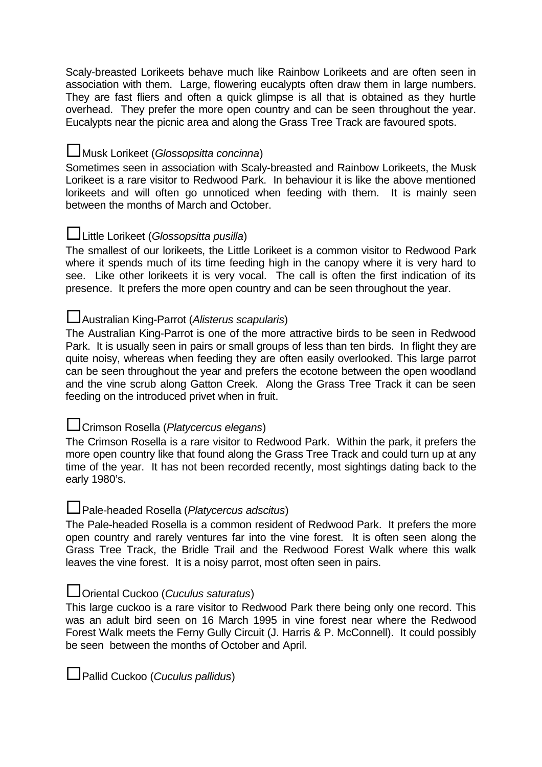Scaly-breasted Lorikeets behave much like Rainbow Lorikeets and are often seen in association with them. Large, flowering eucalypts often draw them in large numbers. They are fast fliers and often a quick glimpse is all that is obtained as they hurtle overhead. They prefer the more open country and can be seen throughout the year. Eucalypts near the picnic area and along the Grass Tree Track are favoured spots.

☐Musk Lorikeet (*Glossopsitta concinna*)

Sometimes seen in association with Scaly-breasted and Rainbow Lorikeets, the Musk Lorikeet is a rare visitor to Redwood Park. In behaviour it is like the above mentioned lorikeets and will often go unnoticed when feeding with them. It is mainly seen between the months of March and October.

☐Little Lorikeet (*Glossopsitta pusilla*)

The smallest of our lorikeets, the Little Lorikeet is a common visitor to Redwood Park where it spends much of its time feeding high in the canopy where it is very hard to see. Like other lorikeets it is very vocal. The call is often the first indication of its presence. It prefers the more open country and can be seen throughout the year.

☐Australian King-Parrot (*Alisterus scapularis*)

The Australian King-Parrot is one of the more attractive birds to be seen in Redwood Park. It is usually seen in pairs or small groups of less than ten birds. In flight they are quite noisy, whereas when feeding they are often easily overlooked. This large parrot can be seen throughout the year and prefers the ecotone between the open woodland and the vine scrub along Gatton Creek. Along the Grass Tree Track it can be seen feeding on the introduced privet when in fruit.

☐Crimson Rosella (*Platycercus elegans*)

The Crimson Rosella is a rare visitor to Redwood Park. Within the park, it prefers the more open country like that found along the Grass Tree Track and could turn up at any time of the year. It has not been recorded recently, most sightings dating back to the early 1980's.

☐Pale-headed Rosella (*Platycercus adscitus*)

The Pale-headed Rosella is a common resident of Redwood Park. It prefers the more open country and rarely ventures far into the vine forest. It is often seen along the Grass Tree Track, the Bridle Trail and the Redwood Forest Walk where this walk leaves the vine forest. It is a noisy parrot, most often seen in pairs.

☐Oriental Cuckoo (*Cuculus saturatus*)

This large cuckoo is a rare visitor to Redwood Park there being only one record. This was an adult bird seen on 16 March 1995 in vine forest near where the Redwood Forest Walk meets the Ferny Gully Circuit (J. Harris & P. McConnell). It could possibly be seen between the months of October and April.

☐Pallid Cuckoo (*Cuculus pallidus*)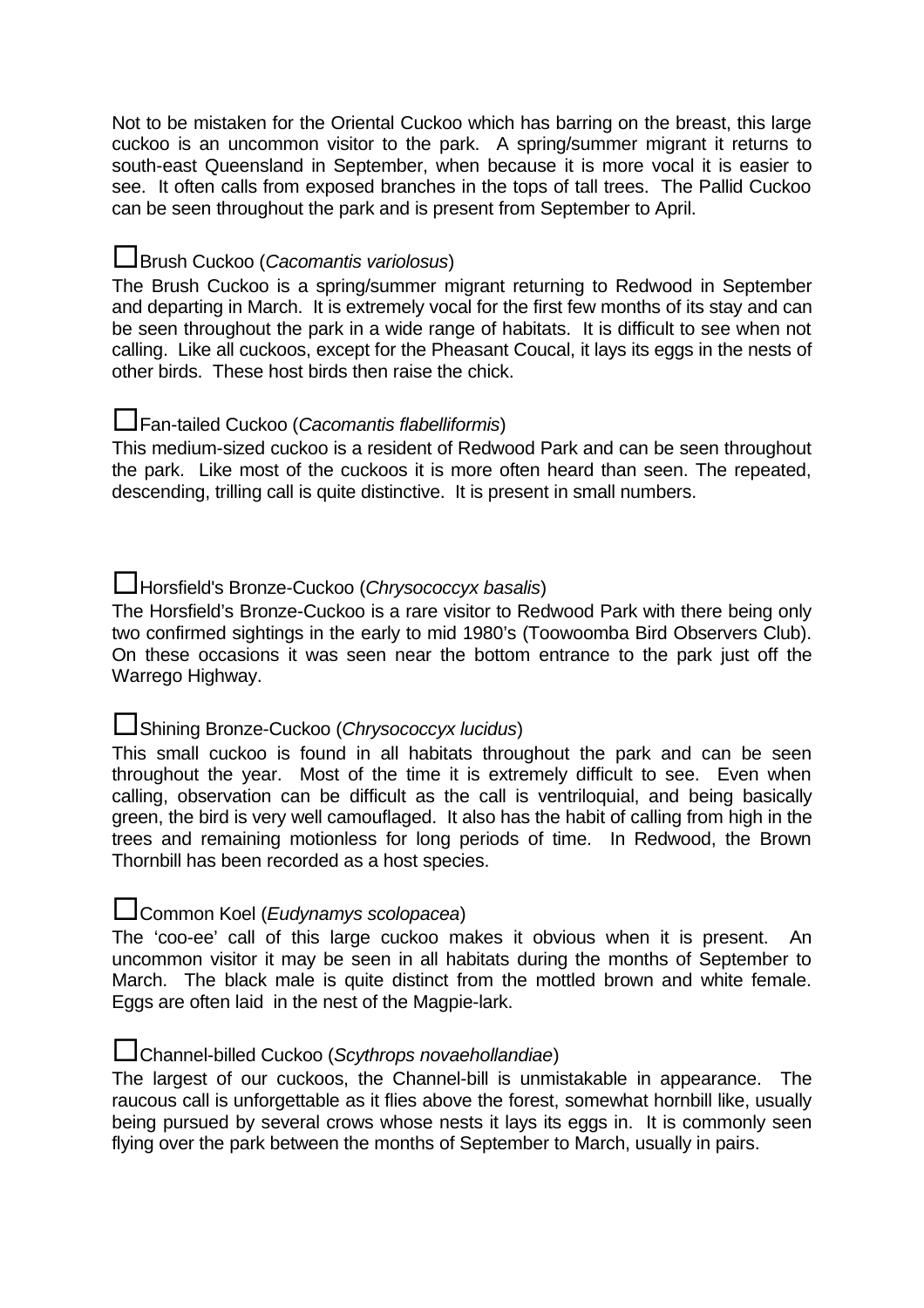Not to be mistaken for the Oriental Cuckoo which has barring on the breast, this large cuckoo is an uncommon visitor to the park. A spring/summer migrant it returns to south-east Queensland in September, when because it is more vocal it is easier to see. It often calls from exposed branches in the tops of tall trees. The Pallid Cuckoo can be seen throughout the park and is present from September to April.

☐Brush Cuckoo (*Cacomantis variolosus*)

The Brush Cuckoo is a spring/summer migrant returning to Redwood in September and departing in March. It is extremely vocal for the first few months of its stay and can be seen throughout the park in a wide range of habitats. It is difficult to see when not calling. Like all cuckoos, except for the Pheasant Coucal, it lays its eggs in the nests of other birds. These host birds then raise the chick.

☐Fan-tailed Cuckoo (*Cacomantis flabelliformis*)

This medium-sized cuckoo is a resident of Redwood Park and can be seen throughout the park. Like most of the cuckoos it is more often heard than seen. The repeated, descending, trilling call is quite distinctive. It is present in small numbers.

☐Horsfield's Bronze-Cuckoo (*Chrysococcyx basalis*)

The Horsfield's Bronze-Cuckoo is a rare visitor to Redwood Park with there being only two confirmed sightings in the early to mid 1980's (Toowoomba Bird Observers Club). On these occasions it was seen near the bottom entrance to the park just off the Warrego Highway.

☐Shining Bronze-Cuckoo (*Chrysococcyx lucidus*)

This small cuckoo is found in all habitats throughout the park and can be seen throughout the year. Most of the time it is extremely difficult to see. Even when calling, observation can be difficult as the call is ventriloquial, and being basically green, the bird is very well camouflaged. It also has the habit of calling from high in the trees and remaining motionless for long periods of time. In Redwood, the Brown Thornbill has been recorded as a host species.

☐Common Koel (*Eudynamys scolopacea*)

The 'coo-ee' call of this large cuckoo makes it obvious when it is present. An uncommon visitor it may be seen in all habitats during the months of September to March. The black male is quite distinct from the mottled brown and white female. Eggs are often laid in the nest of the Magpie-lark.

☐Channel-billed Cuckoo (*Scythrops novaehollandiae*)

The largest of our cuckoos, the Channel-bill is unmistakable in appearance. The raucous call is unforgettable as it flies above the forest, somewhat hornbill like, usually being pursued by several crows whose nests it lays its eggs in. It is commonly seen flying over the park between the months of September to March, usually in pairs.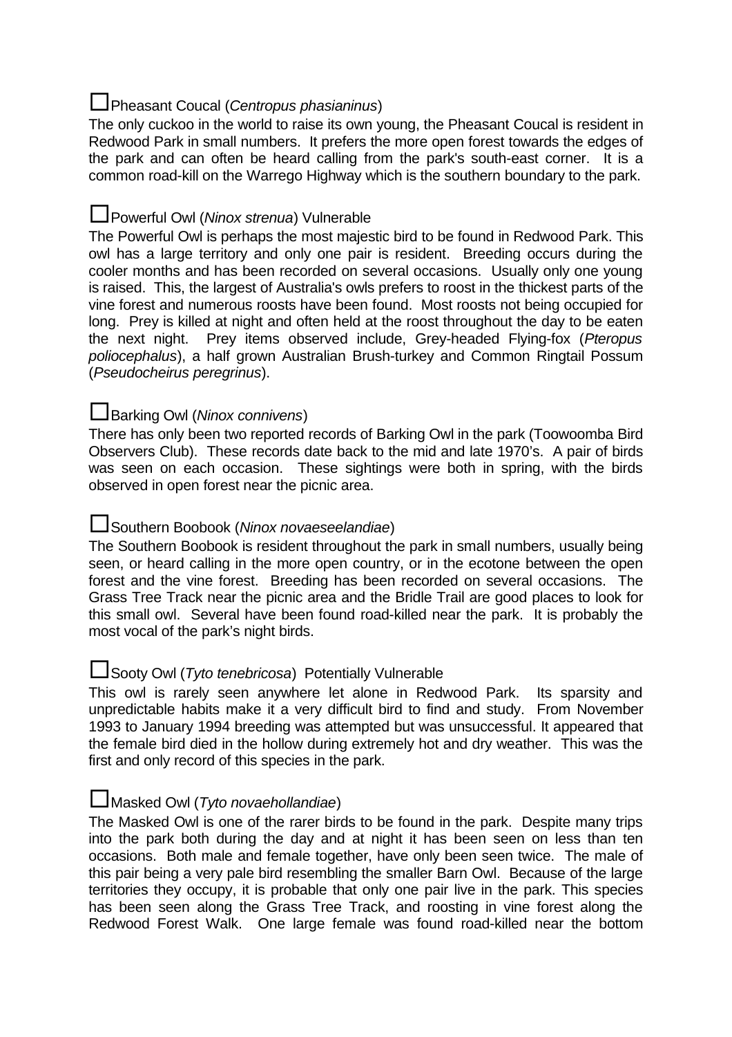☐Pheasant Coucal (*Centropus phasianinus*)

The only cuckoo in the world to raise its own young, the Pheasant Coucal is resident in Redwood Park in small numbers. It prefers the more open forest towards the edges of the park and can often be heard calling from the park's south-east corner. It is a common road-kill on the Warrego Highway which is the southern boundary to the park.

☐Powerful Owl (*Ninox strenua*) Vulnerable

The Powerful Owl is perhaps the most majestic bird to be found in Redwood Park. This owl has a large territory and only one pair is resident. Breeding occurs during the cooler months and has been recorded on several occasions. Usually only one young is raised. This, the largest of Australia's owls prefers to roost in the thickest parts of the vine forest and numerous roosts have been found. Most roosts not being occupied for long. Prey is killed at night and often held at the roost throughout the day to be eaten the next night. Prey items observed include, Grey-headed Flying-fox (*Pteropus poliocephalus*), a half grown Australian Brush-turkey and Common Ringtail Possum (*Pseudocheirus peregrinus*).

☐Barking Owl (*Ninox connivens*)

There has only been two reported records of Barking Owl in the park (Toowoomba Bird Observers Club). These records date back to the mid and late 1970's. A pair of birds was seen on each occasion. These sightings were both in spring, with the birds observed in open forest near the picnic area.

☐Southern Boobook (*Ninox novaeseelandiae*)

The Southern Boobook is resident throughout the park in small numbers, usually being seen, or heard calling in the more open country, or in the ecotone between the open forest and the vine forest. Breeding has been recorded on several occasions. The Grass Tree Track near the picnic area and the Bridle Trail are good places to look for this small owl. Several have been found road-killed near the park. It is probably the most vocal of the park's night birds.

☐Sooty Owl (*Tyto tenebricosa*) Potentially Vulnerable

This owl is rarely seen anywhere let alone in Redwood Park. Its sparsity and unpredictable habits make it a very difficult bird to find and study. From November 1993 to January 1994 breeding was attempted but was unsuccessful. It appeared that the female bird died in the hollow during extremely hot and dry weather. This was the first and only record of this species in the park.

☐Masked Owl (*Tyto novaehollandiae*)

The Masked Owl is one of the rarer birds to be found in the park. Despite many trips into the park both during the day and at night it has been seen on less than ten occasions. Both male and female together, have only been seen twice. The male of this pair being a very pale bird resembling the smaller Barn Owl. Because of the large territories they occupy, it is probable that only one pair live in the park. This species has been seen along the Grass Tree Track, and roosting in vine forest along the Redwood Forest Walk. One large female was found road-killed near the bottom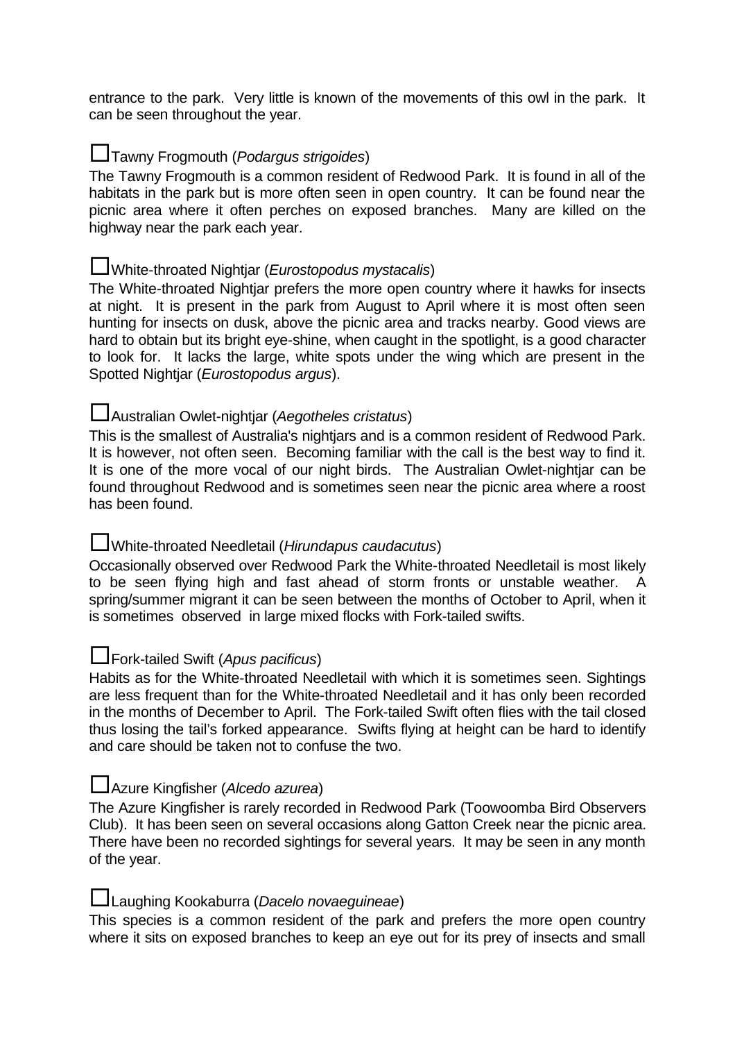entrance to the park. Very little is known of the movements of this owl in the park. It can be seen throughout the year.

### ☐Tawny Frogmouth (*Podargus strigoides*)

The Tawny Frogmouth is a common resident of Redwood Park. It is found in all of the habitats in the park but is more often seen in open country. It can be found near the picnic area where it often perches on exposed branches. Many are killed on the highway near the park each year.

### ☐White-throated Nightjar (*Eurostopodus mystacalis*)

The White-throated Nightjar prefers the more open country where it hawks for insects at night. It is present in the park from August to April where it is most often seen hunting for insects on dusk, above the picnic area and tracks nearby. Good views are hard to obtain but its bright eye-shine, when caught in the spotlight, is a good character to look for. It lacks the large, white spots under the wing which are present in the Spotted Nightjar (*Eurostopodus argus*).

### ☐Australian Owlet-nightjar (*Aegotheles cristatus*)

This is the smallest of Australia's nightjars and is a common resident of Redwood Park. It is however, not often seen. Becoming familiar with the call is the best way to find it. It is one of the more vocal of our night birds. The Australian Owlet-nightjar can be found throughout Redwood and is sometimes seen near the picnic area where a roost has been found.

### ☐White-throated Needletail (*Hirundapus caudacutus*)

Occasionally observed over Redwood Park the White-throated Needletail is most likely to be seen flying high and fast ahead of storm fronts or unstable weather. A spring/summer migrant it can be seen between the months of October to April, when it is sometimes observed in large mixed flocks with Fork-tailed swifts.

### ☐Fork-tailed Swift (*Apus pacificus*)

Habits as for the White-throated Needletail with which it is sometimes seen. Sightings are less frequent than for the White-throated Needletail and it has only been recorded in the months of December to April. The Fork-tailed Swift often flies with the tail closed thus losing the tail's forked appearance. Swifts flying at height can be hard to identify and care should be taken not to confuse the two.

### ☐Azure Kingfisher (*Alcedo azurea*)

The Azure Kingfisher is rarely recorded in Redwood Park (Toowoomba Bird Observers Club). It has been seen on several occasions along Gatton Creek near the picnic area. There have been no recorded sightings for several years. It may be seen in any month of the year.

### ☐Laughing Kookaburra (*Dacelo novaeguineae*)

This species is a common resident of the park and prefers the more open country where it sits on exposed branches to keep an eye out for its prey of insects and small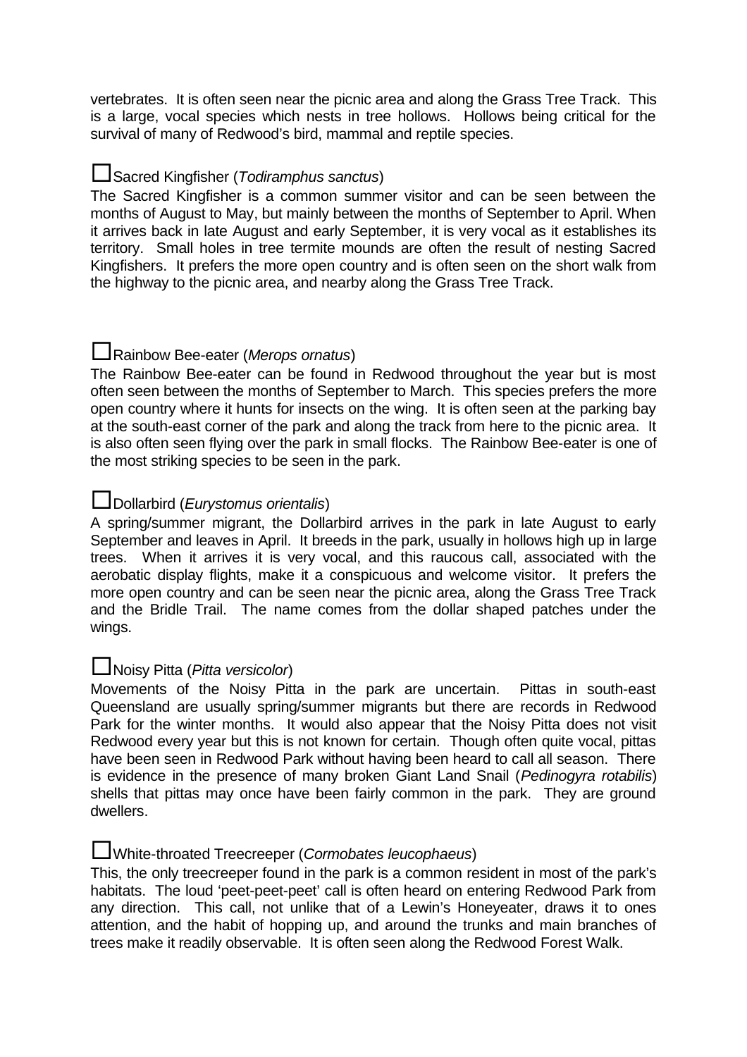vertebrates. It is often seen near the picnic area and along the Grass Tree Track. This is a large, vocal species which nests in tree hollows. Hollows being critical for the survival of many of Redwood's bird, mammal and reptile species.

☐Sacred Kingfisher (*Todiramphus sanctus*)

The Sacred Kingfisher is a common summer visitor and can be seen between the months of August to May, but mainly between the months of September to April. When it arrives back in late August and early September, it is very vocal as it establishes its territory. Small holes in tree termite mounds are often the result of nesting Sacred Kingfishers. It prefers the more open country and is often seen on the short walk from the highway to the picnic area, and nearby along the Grass Tree Track.

☐Rainbow Bee-eater (*Merops ornatus*)

The Rainbow Bee-eater can be found in Redwood throughout the year but is most often seen between the months of September to March. This species prefers the more open country where it hunts for insects on the wing. It is often seen at the parking bay at the south-east corner of the park and along the track from here to the picnic area. It is also often seen flying over the park in small flocks. The Rainbow Bee-eater is one of the most striking species to be seen in the park.

☐Dollarbird (*Eurystomus orientalis*)

A spring/summer migrant, the Dollarbird arrives in the park in late August to early September and leaves in April. It breeds in the park, usually in hollows high up in large trees. When it arrives it is very vocal, and this raucous call, associated with the aerobatic display flights, make it a conspicuous and welcome visitor. It prefers the more open country and can be seen near the picnic area, along the Grass Tree Track and the Bridle Trail. The name comes from the dollar shaped patches under the wings.

☐Noisy Pitta (*Pitta versicolor*)

Movements of the Noisy Pitta in the park are uncertain. Pittas in south-east Queensland are usually spring/summer migrants but there are records in Redwood Park for the winter months. It would also appear that the Noisy Pitta does not visit Redwood every year but this is not known for certain. Though often quite vocal, pittas have been seen in Redwood Park without having been heard to call all season. There is evidence in the presence of many broken Giant Land Snail (*Pedinogyra rotabilis*) shells that pittas may once have been fairly common in the park. They are ground dwellers.

☐White-throated Treecreeper (*Cormobates leucophaeus*)

This, the only treecreeper found in the park is a common resident in most of the park's habitats. The loud 'peet-peet-peet' call is often heard on entering Redwood Park from any direction. This call, not unlike that of a Lewin's Honeyeater, draws it to ones attention, and the habit of hopping up, and around the trunks and main branches of trees make it readily observable. It is often seen along the Redwood Forest Walk.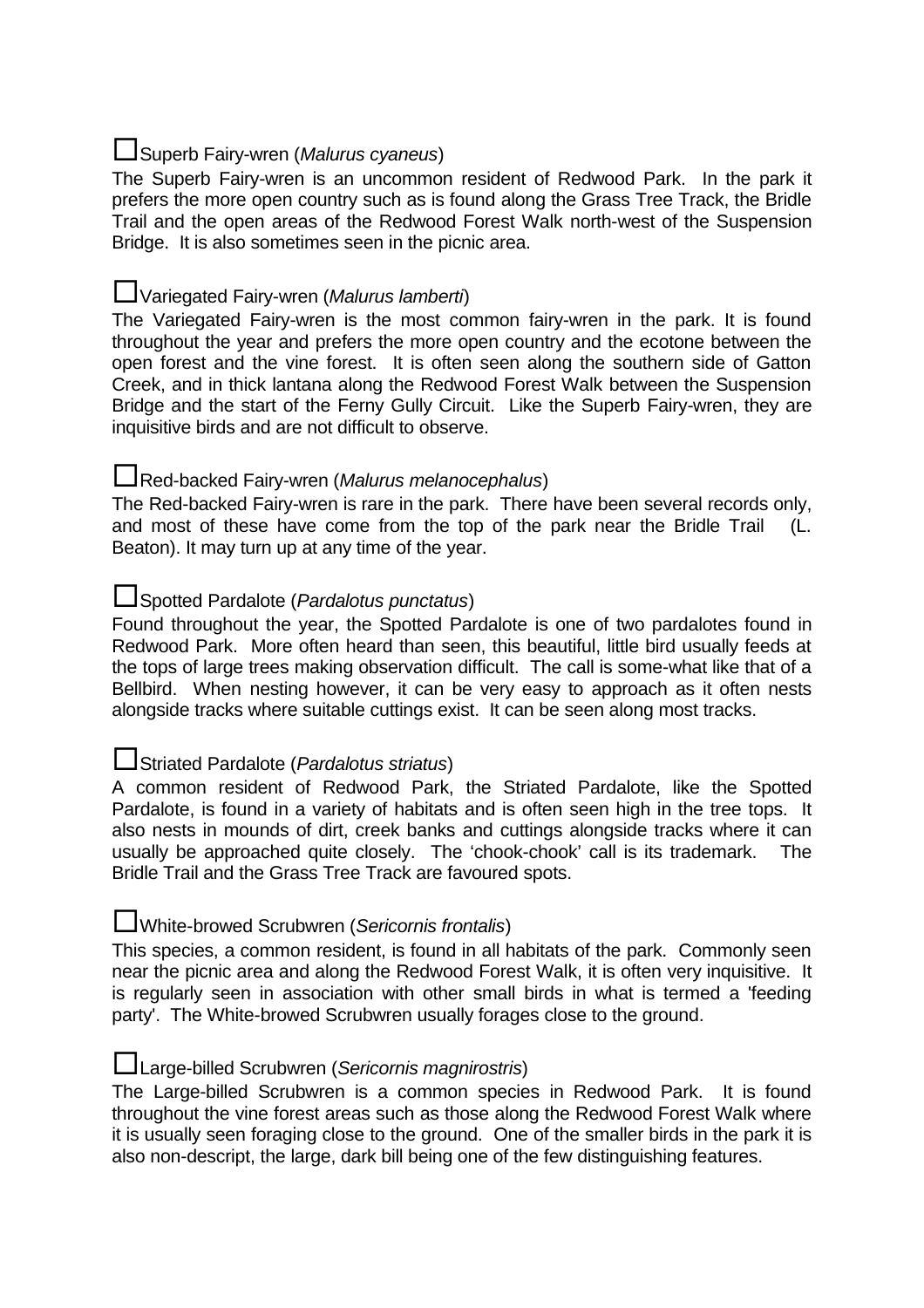☐Superb Fairy-wren (*Malurus cyaneus*)

The Superb Fairy-wren is an uncommon resident of Redwood Park. In the park it prefers the more open country such as is found along the Grass Tree Track, the Bridle Trail and the open areas of the Redwood Forest Walk north-west of the Suspension Bridge. It is also sometimes seen in the picnic area.

☐Variegated Fairy-wren (*Malurus lamberti*)

The Variegated Fairy-wren is the most common fairy-wren in the park. It is found throughout the year and prefers the more open country and the ecotone between the open forest and the vine forest. It is often seen along the southern side of Gatton Creek, and in thick lantana along the Redwood Forest Walk between the Suspension Bridge and the start of the Ferny Gully Circuit. Like the Superb Fairy-wren, they are inquisitive birds and are not difficult to observe.

☐Red-backed Fairy-wren (*Malurus melanocephalus*)

The Red-backed Fairy-wren is rare in the park. There have been several records only, and most of these have come from the top of the park near the Bridle Trail (L. Beaton). It may turn up at any time of the year.

☐Spotted Pardalote (*Pardalotus punctatus*)

Found throughout the year, the Spotted Pardalote is one of two pardalotes found in Redwood Park. More often heard than seen, this beautiful, little bird usually feeds at the tops of large trees making observation difficult. The call is some-what like that of a Bellbird. When nesting however, it can be very easy to approach as it often nests alongside tracks where suitable cuttings exist. It can be seen along most tracks.

☐Striated Pardalote (*Pardalotus striatus*)

A common resident of Redwood Park, the Striated Pardalote, like the Spotted Pardalote, is found in a variety of habitats and is often seen high in the tree tops. It also nests in mounds of dirt, creek banks and cuttings alongside tracks where it can usually be approached quite closely. The 'chook-chook' call is its trademark. The Bridle Trail and the Grass Tree Track are favoured spots.

☐White-browed Scrubwren (*Sericornis frontalis*)

This species, a common resident, is found in all habitats of the park. Commonly seen near the picnic area and along the Redwood Forest Walk, it is often very inquisitive. It is regularly seen in association with other small birds in what is termed a 'feeding party'. The White-browed Scrubwren usually forages close to the ground.

☐Large-billed Scrubwren (*Sericornis magnirostris*)

The Large-billed Scrubwren is a common species in Redwood Park. It is found throughout the vine forest areas such as those along the Redwood Forest Walk where it is usually seen foraging close to the ground. One of the smaller birds in the park it is also non-descript, the large, dark bill being one of the few distinguishing features.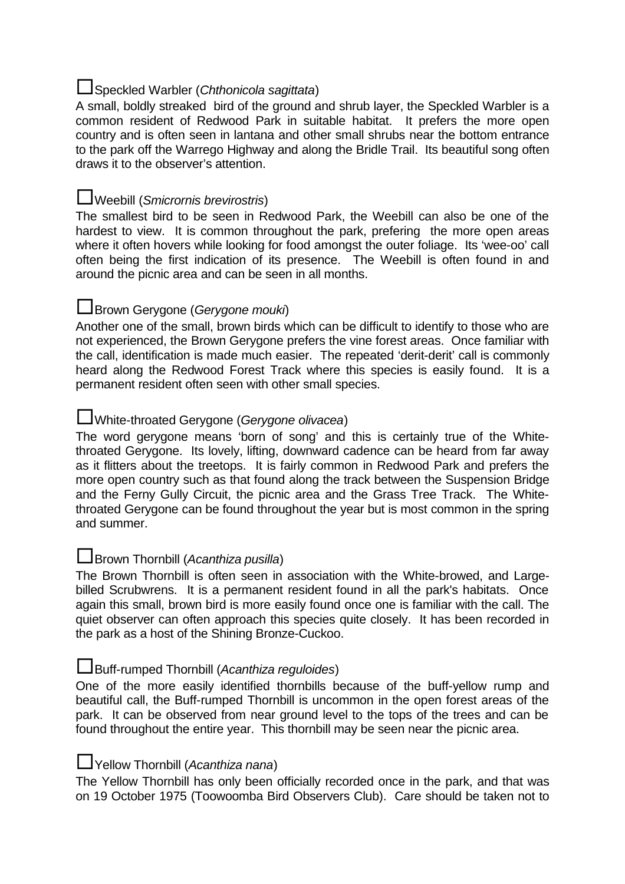☐Speckled Warbler (*Chthonicola sagittata*)

A small, boldly streaked bird of the ground and shrub layer, the Speckled Warbler is a common resident of Redwood Park in suitable habitat. It prefers the more open country and is often seen in lantana and other small shrubs near the bottom entrance to the park off the Warrego Highway and along the Bridle Trail. Its beautiful song often draws it to the observer's attention.

☐Weebill (*Smicrornis brevirostris*)

The smallest bird to be seen in Redwood Park, the Weebill can also be one of the hardest to view. It is common throughout the park, prefering the more open areas where it often hovers while looking for food amongst the outer foliage. Its 'wee-oo' call often being the first indication of its presence. The Weebill is often found in and around the picnic area and can be seen in all months.

☐Brown Gerygone (*Gerygone mouki*)

Another one of the small, brown birds which can be difficult to identify to those who are not experienced, the Brown Gerygone prefers the vine forest areas. Once familiar with the call, identification is made much easier. The repeated 'derit-derit' call is commonly heard along the Redwood Forest Track where this species is easily found. It is a permanent resident often seen with other small species.

☐White-throated Gerygone (*Gerygone olivacea*)

The word gerygone means 'born of song' and this is certainly true of the White-throated Gerygone. Its lovely, lifting, downward cadence can be heard from far away as it flitters about the treetops. It is fairly common in Redwood Park and prefers the more open country such as that found along the track between the Suspension Bridge and the Ferny Gully Circuit, the picnic area and the Grass Tree Track. The White-throated Gerygone can be found throughout the year but is most common in the spring and summer.

☐Brown Thornbill (*Acanthiza pusilla*)

The Brown Thornbill is often seen in association with the White-browed, and Large-billed Scrubwrens. It is a permanent resident found in all the park's habitats. Once again this small, brown bird is more easily found once one is familiar with the call. The quiet observer can often approach this species quite closely. It has been recorded in the park as a host of the Shining Bronze-Cuckoo.

☐Buff-rumped Thornbill (*Acanthiza reguloides*)

One of the more easily identified thornbills because of the buff-yellow rump and beautiful call, the Buff-rumped Thornbill is uncommon in the open forest areas of the park. It can be observed from near ground level to the tops of the trees and can be found throughout the entire year. This thornbill may be seen near the picnic area.

☐Yellow Thornbill (*Acanthiza nana*)

The Yellow Thornbill has only been officially recorded once in the park, and that was on 19 October 1975 (Toowoomba Bird Observers Club). Care should be taken not to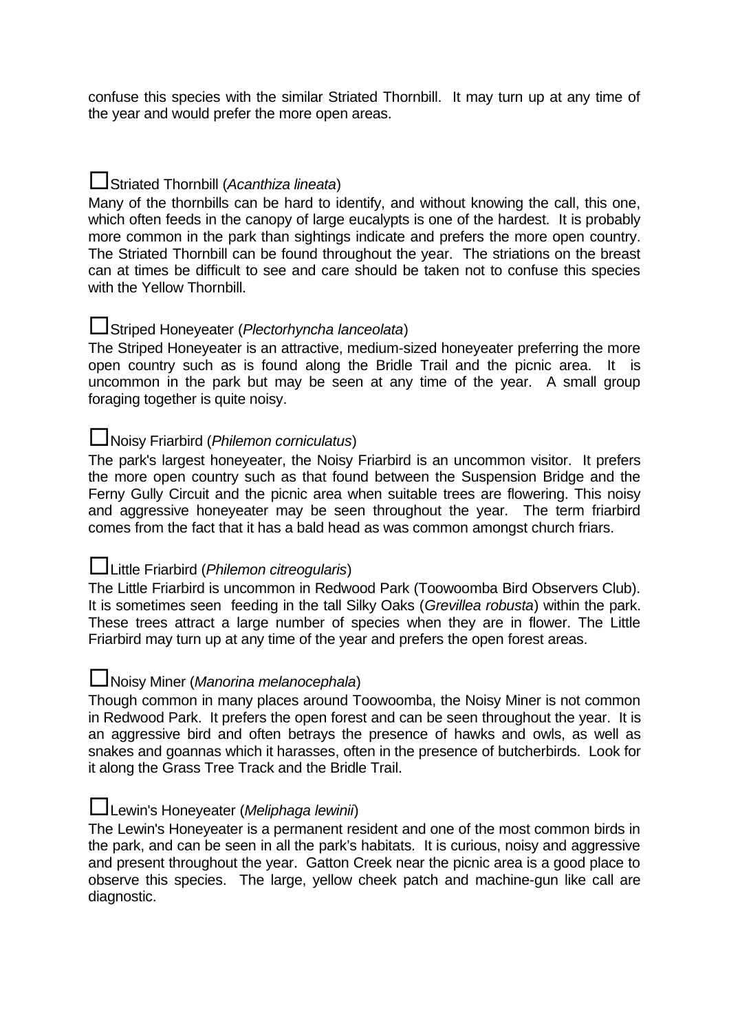confuse this species with the similar Striated Thornbill. It may turn up at any time of the year and would prefer the more open areas.

☐Striated Thornbill (*Acanthiza lineata*)

Many of the thornbills can be hard to identify, and without knowing the call, this one, which often feeds in the canopy of large eucalypts is one of the hardest. It is probably more common in the park than sightings indicate and prefers the more open country. The Striated Thornbill can be found throughout the year. The striations on the breast can at times be difficult to see and care should be taken not to confuse this species with the Yellow Thornbill.

☐Striped Honeyeater (*Plectorhyncha lanceolata*)

The Striped Honeyeater is an attractive, medium-sized honeyeater preferring the more open country such as is found along the Bridle Trail and the picnic area. It is uncommon in the park but may be seen at any time of the year. A small group foraging together is quite noisy.

☐Noisy Friarbird (*Philemon corniculatus*)

The park's largest honeyeater, the Noisy Friarbird is an uncommon visitor. It prefers the more open country such as that found between the Suspension Bridge and the Ferny Gully Circuit and the picnic area when suitable trees are flowering. This noisy and aggressive honeyeater may be seen throughout the year. The term friarbird comes from the fact that it has a bald head as was common amongst church friars.

☐Little Friarbird (*Philemon citreogularis*)

The Little Friarbird is uncommon in Redwood Park (Toowoomba Bird Observers Club). It is sometimes seen feeding in the tall Silky Oaks (*Grevillea robusta*) within the park. These trees attract a large number of species when they are in flower. The Little Friarbird may turn up at any time of the year and prefers the open forest areas.

☐Noisy Miner (*Manorina melanocephala*)

Though common in many places around Toowoomba, the Noisy Miner is not common in Redwood Park. It prefers the open forest and can be seen throughout the year. It is an aggressive bird and often betrays the presence of hawks and owls, as well as snakes and goannas which it harasses, often in the presence of butcherbirds. Look for it along the Grass Tree Track and the Bridle Trail.

☐Lewin's Honeyeater (*Meliphaga lewinii*)

The Lewin's Honeyeater is a permanent resident and one of the most common birds in the park, and can be seen in all the park's habitats. It is curious, noisy and aggressive and present throughout the year. Gatton Creek near the picnic area is a good place to observe this species. The large, yellow cheek patch and machine-gun like call are diagnostic.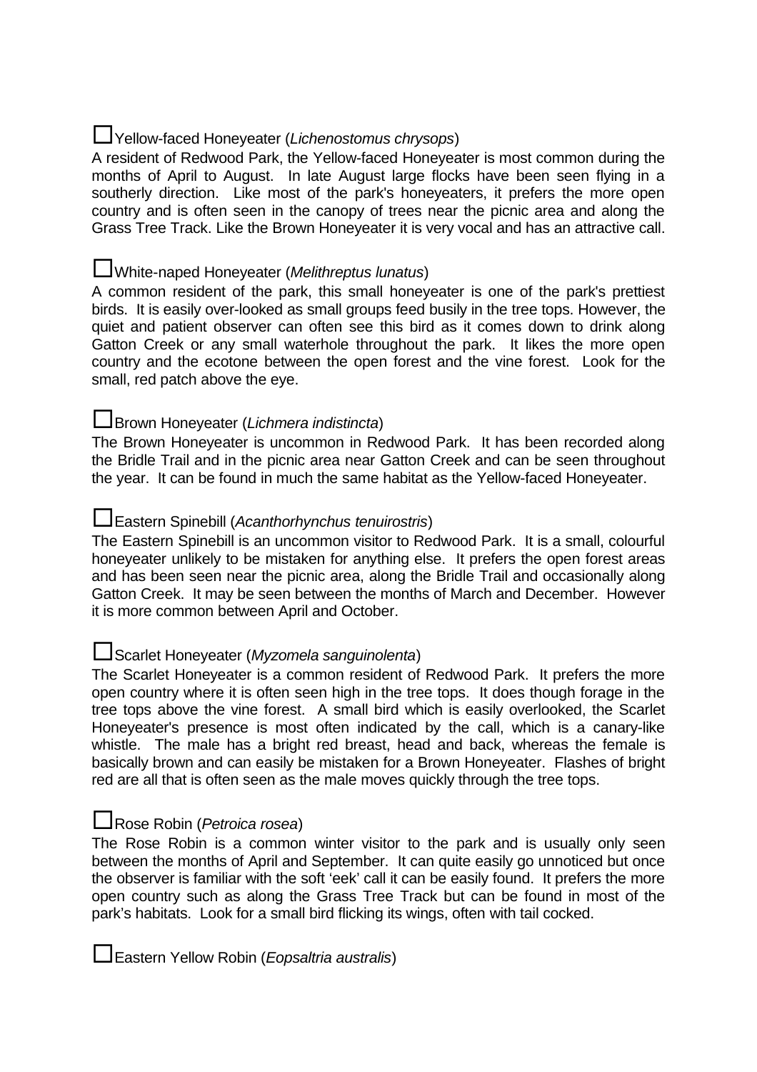☐Yellow-faced Honeyeater (*Lichenostomus chrysops*)

A resident of Redwood Park, the Yellow-faced Honeyeater is most common during the months of April to August. In late August large flocks have been seen flying in a southerly direction. Like most of the park's honeyeaters, it prefers the more open country and is often seen in the canopy of trees near the picnic area and along the Grass Tree Track. Like the Brown Honeyeater it is very vocal and has an attractive call.

☐White-naped Honeyeater (*Melithreptus lunatus*)

A common resident of the park, this small honeyeater is one of the park's prettiest birds. It is easily over-looked as small groups feed busily in the tree tops. However, the quiet and patient observer can often see this bird as it comes down to drink along Gatton Creek or any small waterhole throughout the park. It likes the more open country and the ecotone between the open forest and the vine forest. Look for the small, red patch above the eye.

☐Brown Honeyeater (*Lichmera indistincta*)

The Brown Honeyeater is uncommon in Redwood Park. It has been recorded along the Bridle Trail and in the picnic area near Gatton Creek and can be seen throughout the year. It can be found in much the same habitat as the Yellow-faced Honeyeater.

☐Eastern Spinebill (*Acanthorhynchus tenuirostris*)

The Eastern Spinebill is an uncommon visitor to Redwood Park. It is a small, colourful honeyeater unlikely to be mistaken for anything else. It prefers the open forest areas and has been seen near the picnic area, along the Bridle Trail and occasionally along Gatton Creek. It may be seen between the months of March and December. However it is more common between April and October.

☐Scarlet Honeyeater (*Myzomela sanguinolenta*)

The Scarlet Honeyeater is a common resident of Redwood Park. It prefers the more open country where it is often seen high in the tree tops. It does though forage in the tree tops above the vine forest. A small bird which is easily overlooked, the Scarlet Honeyeater's presence is most often indicated by the call, which is a canary-like whistle. The male has a bright red breast, head and back, whereas the female is basically brown and can easily be mistaken for a Brown Honeyeater. Flashes of bright red are all that is often seen as the male moves quickly through the tree tops.

☐Rose Robin (*Petroica rosea*)

The Rose Robin is a common winter visitor to the park and is usually only seen between the months of April and September. It can quite easily go unnoticed but once the observer is familiar with the soft 'eek' call it can be easily found. It prefers the more open country such as along the Grass Tree Track but can be found in most of the park's habitats. Look for a small bird flicking its wings, often with tail cocked.

☐Eastern Yellow Robin (*Eopsaltria australis*)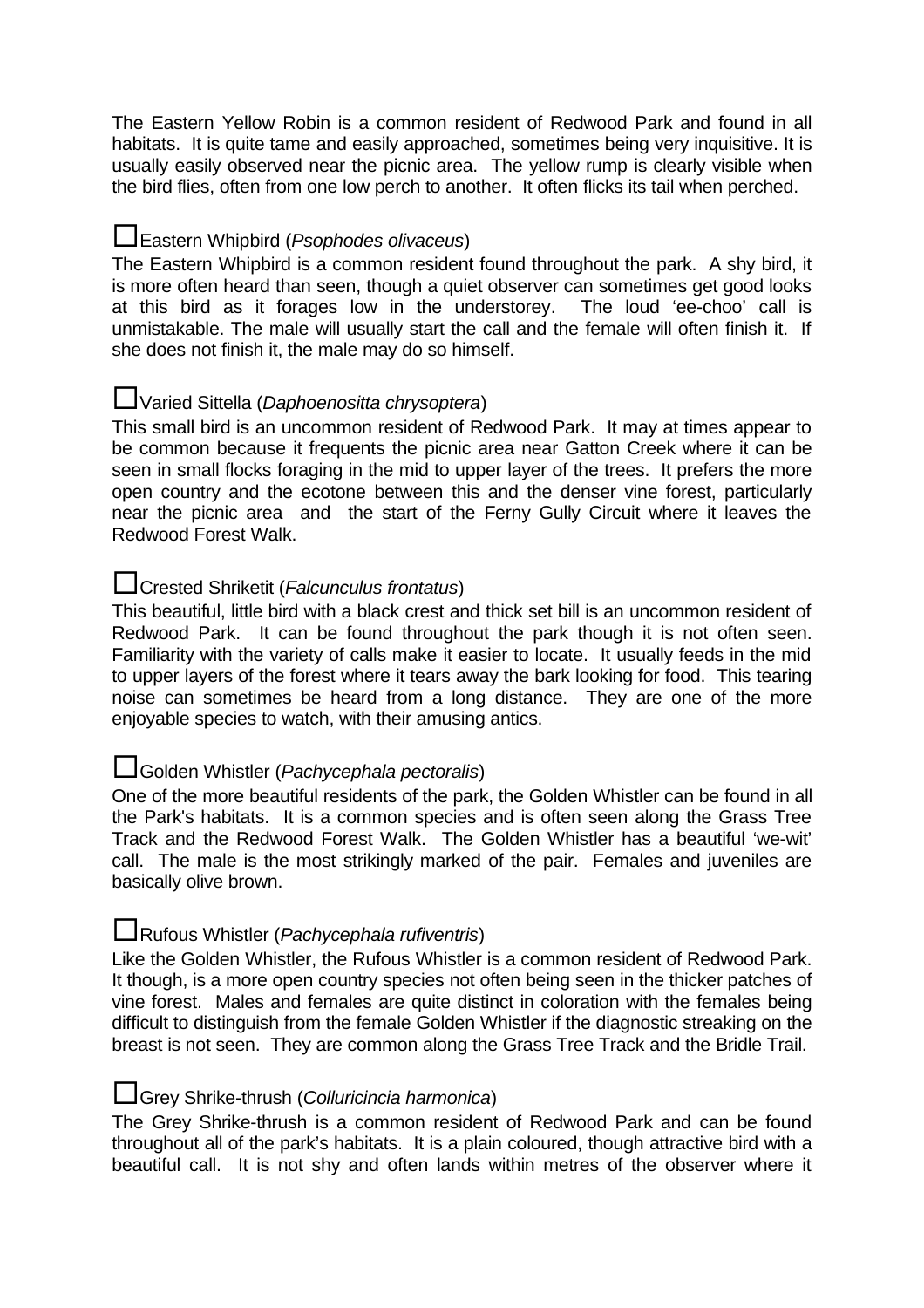The Eastern Yellow Robin is a common resident of Redwood Park and found in all habitats. It is quite tame and easily approached, sometimes being very inquisitive. It is usually easily observed near the picnic area. The yellow rump is clearly visible when the bird flies, often from one low perch to another. It often flicks its tail when perched.

☐Eastern Whipbird (*Psophodes olivaceus*)

The Eastern Whipbird is a common resident found throughout the park. A shy bird, it is more often heard than seen, though a quiet observer can sometimes get good looks at this bird as it forages low in the understorey. The loud 'ee-choo' call is unmistakable. The male will usually start the call and the female will often finish it. If she does not finish it, the male may do so himself.

☐Varied Sittella (*Daphoenositta chrysoptera*)

This small bird is an uncommon resident of Redwood Park. It may at times appear to be common because it frequents the picnic area near Gatton Creek where it can be seen in small flocks foraging in the mid to upper layer of the trees. It prefers the more open country and the ecotone between this and the denser vine forest, particularly near the picnic area and the start of the Ferny Gully Circuit where it leaves the Redwood Forest Walk.

☐Crested Shriketit (*Falcunculus frontatus*)

This beautiful, little bird with a black crest and thick set bill is an uncommon resident of Redwood Park. It can be found throughout the park though it is not often seen. Familiarity with the variety of calls make it easier to locate. It usually feeds in the mid to upper layers of the forest where it tears away the bark looking for food. This tearing noise can sometimes be heard from a long distance. They are one of the more enjoyable species to watch, with their amusing antics.

☐Golden Whistler (*Pachycephala pectoralis*)

One of the more beautiful residents of the park, the Golden Whistler can be found in all the Park's habitats. It is a common species and is often seen along the Grass Tree Track and the Redwood Forest Walk. The Golden Whistler has a beautiful 'we-wit' call. The male is the most strikingly marked of the pair. Females and juveniles are basically olive brown.

☐Rufous Whistler (*Pachycephala rufiventris*)

Like the Golden Whistler, the Rufous Whistler is a common resident of Redwood Park. It though, is a more open country species not often being seen in the thicker patches of vine forest. Males and females are quite distinct in coloration with the females being difficult to distinguish from the female Golden Whistler if the diagnostic streaking on the breast is not seen. They are common along the Grass Tree Track and the Bridle Trail.

☐Grey Shrike-thrush (*Colluricincia harmonica*)

The Grey Shrike-thrush is a common resident of Redwood Park and can be found throughout all of the park's habitats. It is a plain coloured, though attractive bird with a beautiful call. It is not shy and often lands within metres of the observer where it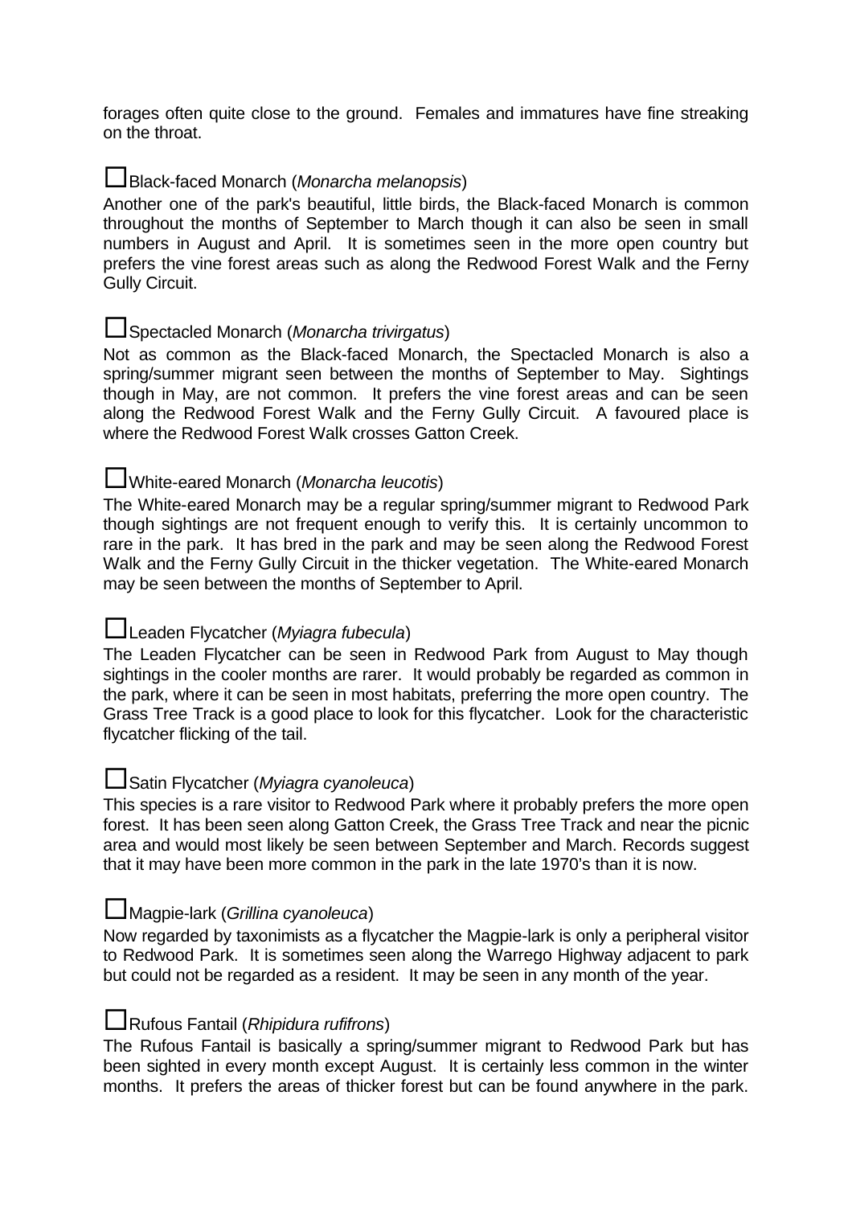forages often quite close to the ground. Females and immatures have fine streaking on the throat.

☐Black-faced Monarch (*Monarcha melanopsis*)

Another one of the park's beautiful, little birds, the Black-faced Monarch is common throughout the months of September to March though it can also be seen in small numbers in August and April. It is sometimes seen in the more open country but prefers the vine forest areas such as along the Redwood Forest Walk and the Ferny Gully Circuit.

☐Spectacled Monarch (*Monarcha trivirgatus*)

Not as common as the Black-faced Monarch, the Spectacled Monarch is also a spring/summer migrant seen between the months of September to May. Sightings though in May, are not common. It prefers the vine forest areas and can be seen along the Redwood Forest Walk and the Ferny Gully Circuit. A favoured place is where the Redwood Forest Walk crosses Gatton Creek.

☐White-eared Monarch (*Monarcha leucotis*)

The White-eared Monarch may be a regular spring/summer migrant to Redwood Park though sightings are not frequent enough to verify this. It is certainly uncommon to rare in the park. It has bred in the park and may be seen along the Redwood Forest Walk and the Ferny Gully Circuit in the thicker vegetation. The White-eared Monarch may be seen between the months of September to April.

☐Leaden Flycatcher (*Myiagra fubecula*)

The Leaden Flycatcher can be seen in Redwood Park from August to May though sightings in the cooler months are rarer. It would probably be regarded as common in the park, where it can be seen in most habitats, preferring the more open country. The Grass Tree Track is a good place to look for this flycatcher. Look for the characteristic flycatcher flicking of the tail.

☐Satin Flycatcher (*Myiagra cyanoleuca*)

This species is a rare visitor to Redwood Park where it probably prefers the more open forest. It has been seen along Gatton Creek, the Grass Tree Track and near the picnic area and would most likely be seen between September and March. Records suggest that it may have been more common in the park in the late 1970's than it is now.

☐Magpie-lark (*Grillina cyanoleuca*)

Now regarded by taxonimists as a flycatcher the Magpie-lark is only a peripheral visitor to Redwood Park. It is sometimes seen along the Warrego Highway adjacent to park but could not be regarded as a resident. It may be seen in any month of the year.

☐Rufous Fantail (*Rhipidura rufifrons*)

The Rufous Fantail is basically a spring/summer migrant to Redwood Park but has been sighted in every month except August. It is certainly less common in the winter months. It prefers the areas of thicker forest but can be found anywhere in the park.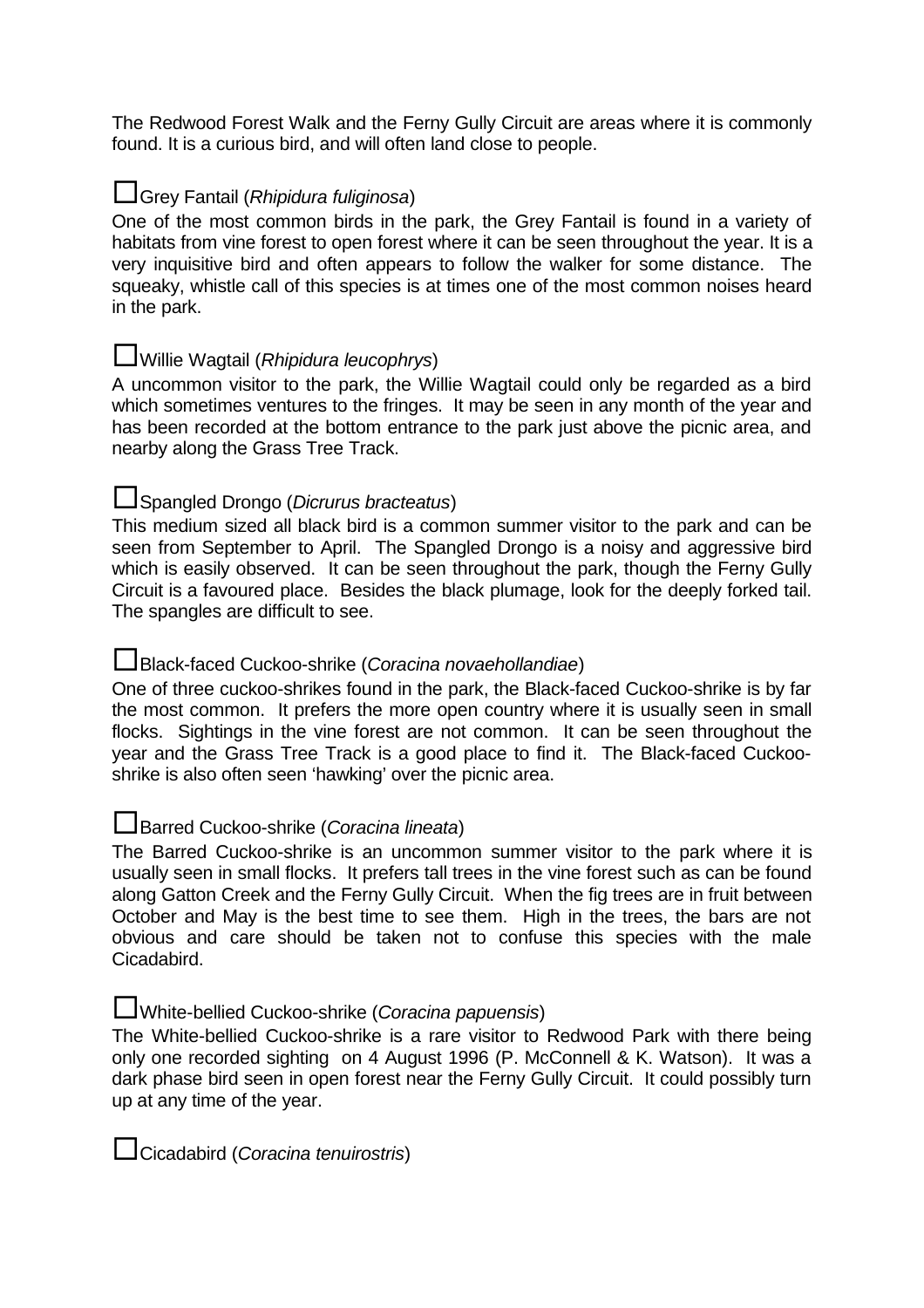The Redwood Forest Walk and the Ferny Gully Circuit are areas where it is commonly found. It is a curious bird, and will often land close to people.

☐Grey Fantail (*Rhipidura fuliginosa*)

One of the most common birds in the park, the Grey Fantail is found in a variety of habitats from vine forest to open forest where it can be seen throughout the year. It is a very inquisitive bird and often appears to follow the walker for some distance. The squeaky, whistle call of this species is at times one of the most common noises heard in the park.

☐Willie Wagtail (*Rhipidura leucophrys*)

A uncommon visitor to the park, the Willie Wagtail could only be regarded as a bird which sometimes ventures to the fringes. It may be seen in any month of the year and has been recorded at the bottom entrance to the park just above the picnic area, and nearby along the Grass Tree Track.

☐Spangled Drongo (*Dicrurus bracteatus*)

This medium sized all black bird is a common summer visitor to the park and can be seen from September to April. The Spangled Drongo is a noisy and aggressive bird which is easily observed. It can be seen throughout the park, though the Ferny Gully Circuit is a favoured place. Besides the black plumage, look for the deeply forked tail. The spangles are difficult to see.

☐Black-faced Cuckoo-shrike (*Coracina novaehollandiae*)

One of three cuckoo-shrikes found in the park, the Black-faced Cuckoo-shrike is by far the most common. It prefers the more open country where it is usually seen in small flocks. Sightings in the vine forest are not common. It can be seen throughout the year and the Grass Tree Track is a good place to find it. The Black-faced Cuckoo-shrike is also often seen 'hawking' over the picnic area.

☐Barred Cuckoo-shrike (*Coracina lineata*)

The Barred Cuckoo-shrike is an uncommon summer visitor to the park where it is usually seen in small flocks. It prefers tall trees in the vine forest such as can be found along Gatton Creek and the Ferny Gully Circuit. When the fig trees are in fruit between October and May is the best time to see them. High in the trees, the bars are not obvious and care should be taken not to confuse this species with the male Cicadabird.

☐White-bellied Cuckoo-shrike (*Coracina papuensis*)

The White-bellied Cuckoo-shrike is a rare visitor to Redwood Park with there being only one recorded sighting on 4 August 1996 (P. McConnell & K. Watson). It was a dark phase bird seen in open forest near the Ferny Gully Circuit. It could possibly turn up at any time of the year.

☐Cicadabird (*Coracina tenuirostris*)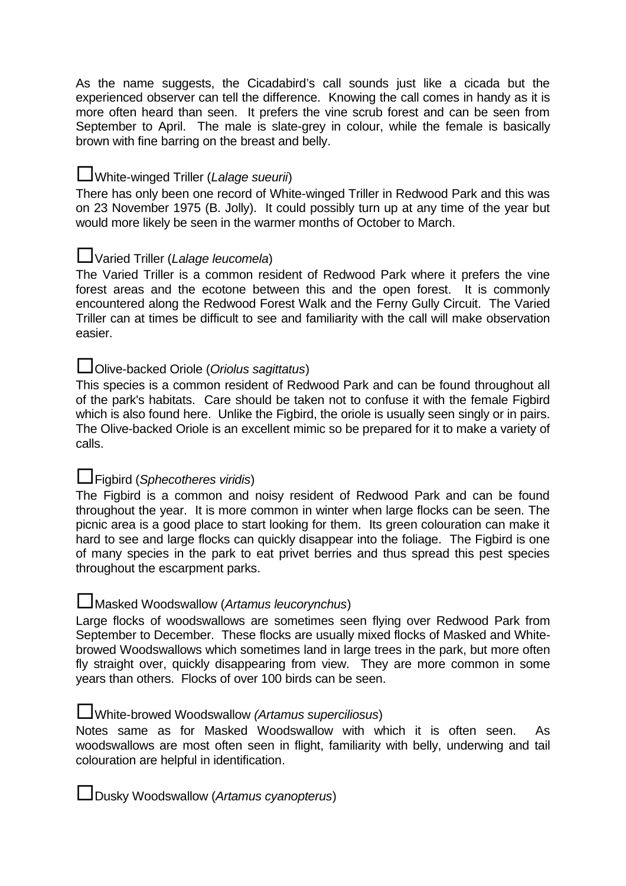As the name suggests, the Cicadabird's call sounds just like a cicada but the experienced observer can tell the difference. Knowing the call comes in handy as it is more often heard than seen. It prefers the vine scrub forest and can be seen from September to April. The male is slate-grey in colour, while the female is basically brown with fine barring on the breast and belly.

☐White-winged Triller (*Lalage sueurii*)

There has only been one record of White-winged Triller in Redwood Park and this was on 23 November 1975 (B. Jolly). It could possibly turn up at any time of the year but would more likely be seen in the warmer months of October to March.

☐Varied Triller (*Lalage leucomela*)

The Varied Triller is a common resident of Redwood Park where it prefers the vine forest areas and the ecotone between this and the open forest. It is commonly encountered along the Redwood Forest Walk and the Ferny Gully Circuit. The Varied Triller can at times be difficult to see and familiarity with the call will make observation easier.

☐Olive-backed Oriole (*Oriolus sagittatus*)

This species is a common resident of Redwood Park and can be found throughout all of the park's habitats. Care should be taken not to confuse it with the female Figbird which is also found here. Unlike the Figbird, the oriole is usually seen singly or in pairs. The Olive-backed Oriole is an excellent mimic so be prepared for it to make a variety of calls.

☐Figbird (*Sphecotheres viridis*)

The Figbird is a common and noisy resident of Redwood Park and can be found throughout the year. It is more common in winter when large flocks can be seen. The picnic area is a good place to start looking for them. Its green colouration can make it hard to see and large flocks can quickly disappear into the foliage. The Figbird is one of many species in the park to eat privet berries and thus spread this pest species throughout the escarpment parks.

☐Masked Woodswallow (*Artamus leucorynchus*)

Large flocks of woodswallows are sometimes seen flying over Redwood Park from September to December. These flocks are usually mixed flocks of Masked and White-browed Woodswallows which sometimes land in large trees in the park, but more often fly straight over, quickly disappearing from view. They are more common in some years than others. Flocks of over 100 birds can be seen.

☐White-browed Woodswallow *(Artamus superciliosus*)

Notes same as for Masked Woodswallow with which it is often seen. As woodswallows are most often seen in flight, familiarity with belly, underwing and tail colouration are helpful in identification.

☐Dusky Woodswallow (*Artamus cyanopterus*)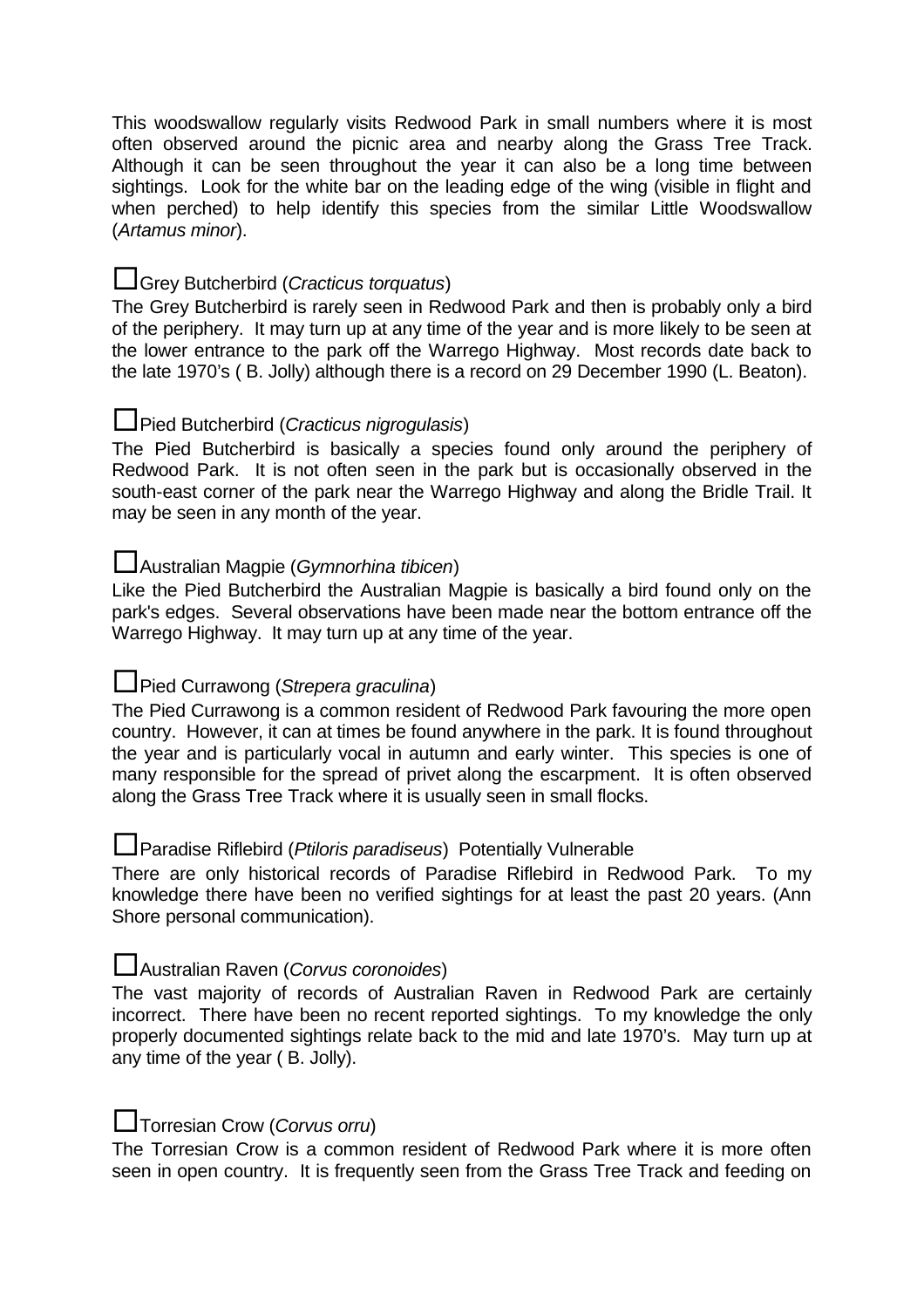This woodswallow regularly visits Redwood Park in small numbers where it is most often observed around the picnic area and nearby along the Grass Tree Track. Although it can be seen throughout the year it can also be a long time between sightings. Look for the white bar on the leading edge of the wing (visible in flight and when perched) to help identify this species from the similar Little Woodswallow (*Artamus minor*).

☐Grey Butcherbird (*Cracticus torquatus*)

The Grey Butcherbird is rarely seen in Redwood Park and then is probably only a bird of the periphery. It may turn up at any time of the year and is more likely to be seen at the lower entrance to the park off the Warrego Highway. Most records date back to the late 1970's ( B. Jolly) although there is a record on 29 December 1990 (L. Beaton).

☐Pied Butcherbird (*Cracticus nigrogulasis*)

The Pied Butcherbird is basically a species found only around the periphery of Redwood Park. It is not often seen in the park but is occasionally observed in the south-east corner of the park near the Warrego Highway and along the Bridle Trail. It may be seen in any month of the year.

☐Australian Magpie (*Gymnorhina tibicen*)

Like the Pied Butcherbird the Australian Magpie is basically a bird found only on the park's edges. Several observations have been made near the bottom entrance off the Warrego Highway. It may turn up at any time of the year.

☐Pied Currawong (*Strepera graculina*)

The Pied Currawong is a common resident of Redwood Park favouring the more open country. However, it can at times be found anywhere in the park. It is found throughout the year and is particularly vocal in autumn and early winter. This species is one of many responsible for the spread of privet along the escarpment. It is often observed along the Grass Tree Track where it is usually seen in small flocks.

☐Paradise Riflebird (*Ptiloris paradiseus*) Potentially Vulnerable

There are only historical records of Paradise Riflebird in Redwood Park. To my knowledge there have been no verified sightings for at least the past 20 years. (Ann Shore personal communication).

☐Australian Raven (*Corvus coronoides*)

The vast majority of records of Australian Raven in Redwood Park are certainly incorrect. There have been no recent reported sightings. To my knowledge the only properly documented sightings relate back to the mid and late 1970's. May turn up at any time of the year ( B. Jolly).

☐Torresian Crow (*Corvus orru*)

The Torresian Crow is a common resident of Redwood Park where it is more often seen in open country. It is frequently seen from the Grass Tree Track and feeding on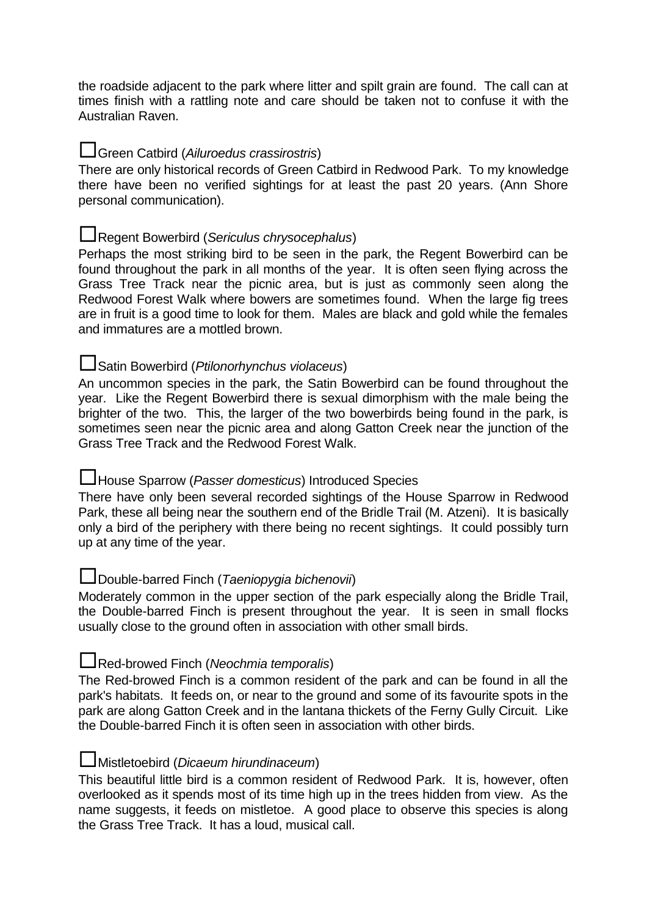the roadside adjacent to the park where litter and spilt grain are found. The call can at times finish with a rattling note and care should be taken not to confuse it with the Australian Raven.

☐Green Catbird (*Ailuroedus crassirostris*)

There are only historical records of Green Catbird in Redwood Park. To my knowledge there have been no verified sightings for at least the past 20 years. (Ann Shore personal communication).

☐Regent Bowerbird (*Sericulus chrysocephalus*)

Perhaps the most striking bird to be seen in the park, the Regent Bowerbird can be found throughout the park in all months of the year. It is often seen flying across the Grass Tree Track near the picnic area, but is just as commonly seen along the Redwood Forest Walk where bowers are sometimes found. When the large fig trees are in fruit is a good time to look for them. Males are black and gold while the females and immatures are a mottled brown.

☐Satin Bowerbird (*Ptilonorhynchus violaceus*)

An uncommon species in the park, the Satin Bowerbird can be found throughout the year. Like the Regent Bowerbird there is sexual dimorphism with the male being the brighter of the two. This, the larger of the two bowerbirds being found in the park, is sometimes seen near the picnic area and along Gatton Creek near the junction of the Grass Tree Track and the Redwood Forest Walk.

☐House Sparrow (*Passer domesticus*) Introduced Species

There have only been several recorded sightings of the House Sparrow in Redwood Park, these all being near the southern end of the Bridle Trail (M. Atzeni). It is basically only a bird of the periphery with there being no recent sightings. It could possibly turn up at any time of the year.

☐Double-barred Finch (*Taeniopygia bichenovii*)

Moderately common in the upper section of the park especially along the Bridle Trail, the Double-barred Finch is present throughout the year. It is seen in small flocks usually close to the ground often in association with other small birds.

☐Red-browed Finch (*Neochmia temporalis*)

The Red-browed Finch is a common resident of the park and can be found in all the park's habitats. It feeds on, or near to the ground and some of its favourite spots in the park are along Gatton Creek and in the lantana thickets of the Ferny Gully Circuit. Like the Double-barred Finch it is often seen in association with other birds.

☐Mistletoebird (*Dicaeum hirundinaceum*)

This beautiful little bird is a common resident of Redwood Park. It is, however, often overlooked as it spends most of its time high up in the trees hidden from view. As the name suggests, it feeds on mistletoe. A good place to observe this species is along the Grass Tree Track. It has a loud, musical call.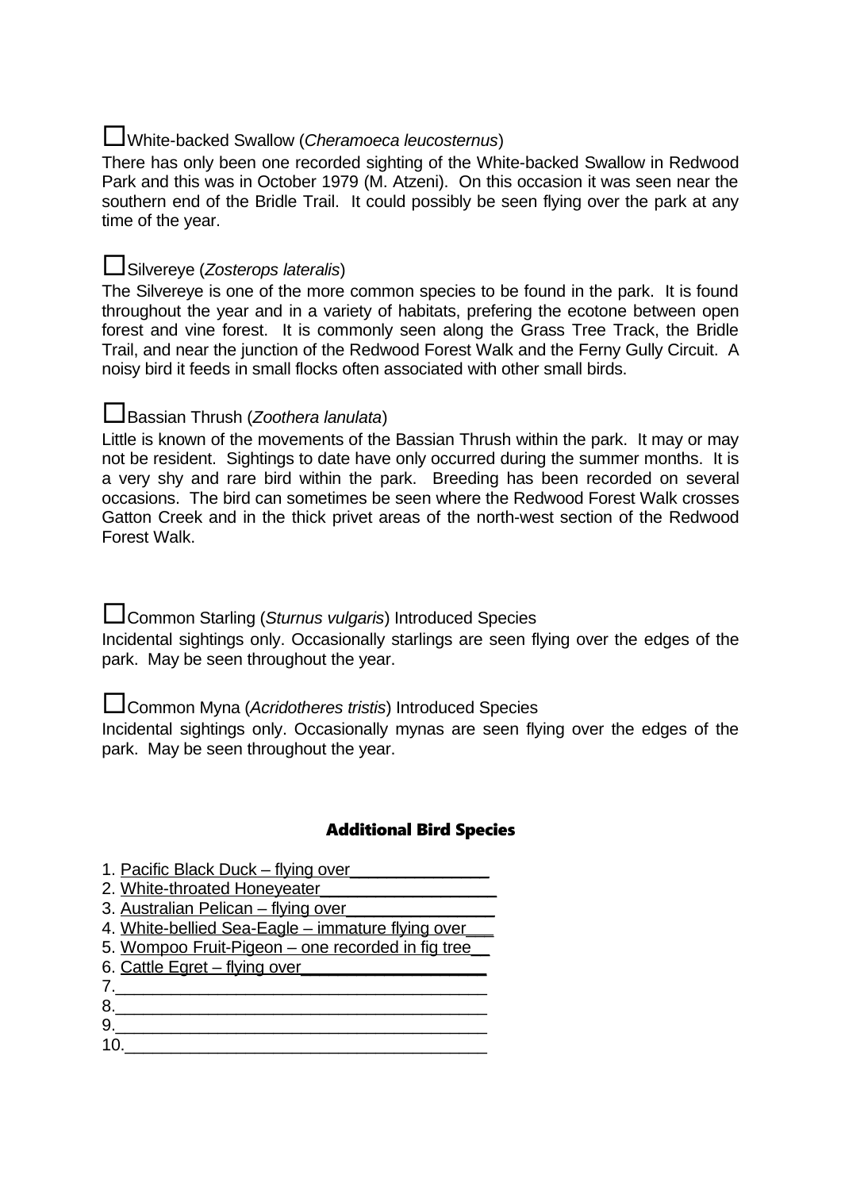☐White-backed Swallow (*Cheramoeca leucosternus*)

There has only been one recorded sighting of the White-backed Swallow in Redwood Park and this was in October 1979 (M. Atzeni). On this occasion it was seen near the southern end of the Bridle Trail. It could possibly be seen flying over the park at any time of the year.

☐Silvereye (*Zosterops lateralis*)

The Silvereye is one of the more common species to be found in the park. It is found throughout the year and in a variety of habitats, prefering the ecotone between open forest and vine forest. It is commonly seen along the Grass Tree Track, the Bridle Trail, and near the junction of the Redwood Forest Walk and the Ferny Gully Circuit. A noisy bird it feeds in small flocks often associated with other small birds.

☐Bassian Thrush (*Zoothera lanulata*)

Little is known of the movements of the Bassian Thrush within the park. It may or may not be resident. Sightings to date have only occurred during the summer months. It is a very shy and rare bird within the park. Breeding has been recorded on several occasions. The bird can sometimes be seen where the Redwood Forest Walk crosses Gatton Creek and in the thick privet areas of the north-west section of the Redwood Forest Walk.

☐Common Starling (*Sturnus vulgaris*) Introduced Species

Incidental sightings only. Occasionally starlings are seen flying over the edges of the park. May be seen throughout the year.

☐Common Myna (*Acridotheres tristis*) Introduced Species

Incidental sightings only. Occasionally mynas are seen flying over the edges of the park. May be seen throughout the year.

## Additional Bird Species

1. Pacific Black Duck – flying over_______________
2. White-throated Honeyeater__________________
3. Australian Pelican – flying over________________
4. White-bellied Sea-Eagle – immature flying over___
5. Wompoo Fruit-Pigeon – one recorded in fig tree__
6. Cattle Egret – flying over____________________
7. ________________________________________
8. ________________________________________
9. ________________________________________
10. _______________________________________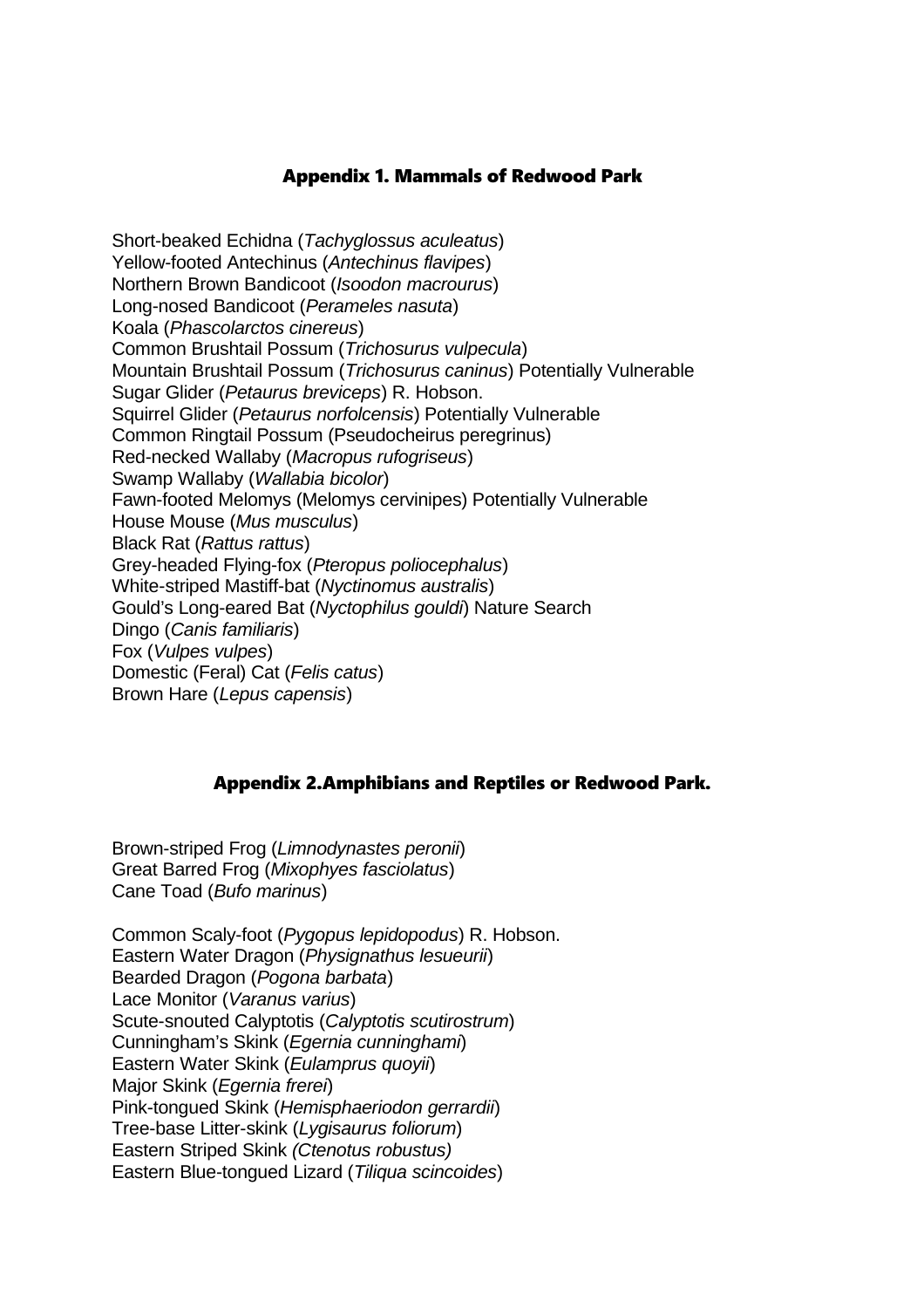## Appendix 1. Mammals of Redwood Park

Short-beaked Echidna (*Tachyglossus aculeatus*)
Yellow-footed Antechinus (*Antechinus flavipes*)
Northern Brown Bandicoot (*Isoodon macrourus*)
Long-nosed Bandicoot (*Perameles nasuta*)
Koala (*Phascolarctos cinereus*)
Common Brushtail Possum (*Trichosurus vulpecula*)
Mountain Brushtail Possum (*Trichosurus caninus*) Potentially Vulnerable
Sugar Glider (*Petaurus breviceps*) R. Hobson.
Squirrel Glider (*Petaurus norfolcensis*) Potentially Vulnerable
Common Ringtail Possum (Pseudocheirus peregrinus)
Red-necked Wallaby (*Macropus rufogriseus*)
Swamp Wallaby (*Wallabia bicolor*)
Fawn-footed Melomys (Melomys cervinipes) Potentially Vulnerable
House Mouse (*Mus musculus*)
Black Rat (*Rattus rattus*)
Grey-headed Flying-fox (*Pteropus poliocephalus*)
White-striped Mastiff-bat (*Nyctinomus australis*)
Gould's Long-eared Bat (*Nyctophilus gouldi*) Nature Search
Dingo (*Canis familiaris*)
Fox (*Vulpes vulpes*)
Domestic (Feral) Cat (*Felis catus*)
Brown Hare (*Lepus capensis*)

## Appendix 2.Amphibians and Reptiles or Redwood Park.

Brown-striped Frog (*Limnodynastes peronii*)
Great Barred Frog (*Mixophyes fasciolatus*)
Cane Toad (*Bufo marinus*)

Common Scaly-foot (*Pygopus lepidopodus*) R. Hobson.
Eastern Water Dragon (*Physignathus lesueurii*)
Bearded Dragon (*Pogona barbata*)
Lace Monitor (*Varanus varius*)
Scute-snouted Calyptotis (*Calyptotis scutirostrum*)
Cunningham's Skink (*Egernia cunninghami*)
Eastern Water Skink (*Eulamprus quoyii*)
Major Skink (*Egernia frerei*)
Pink-tongued Skink (*Hemisphaeriodon gerrardii*)
Tree-base Litter-skink (*Lygisaurus foliorum*)
Eastern Striped Skink *(Ctenotus robustus)*
Eastern Blue-tongued Lizard (*Tiliqua scincoides*)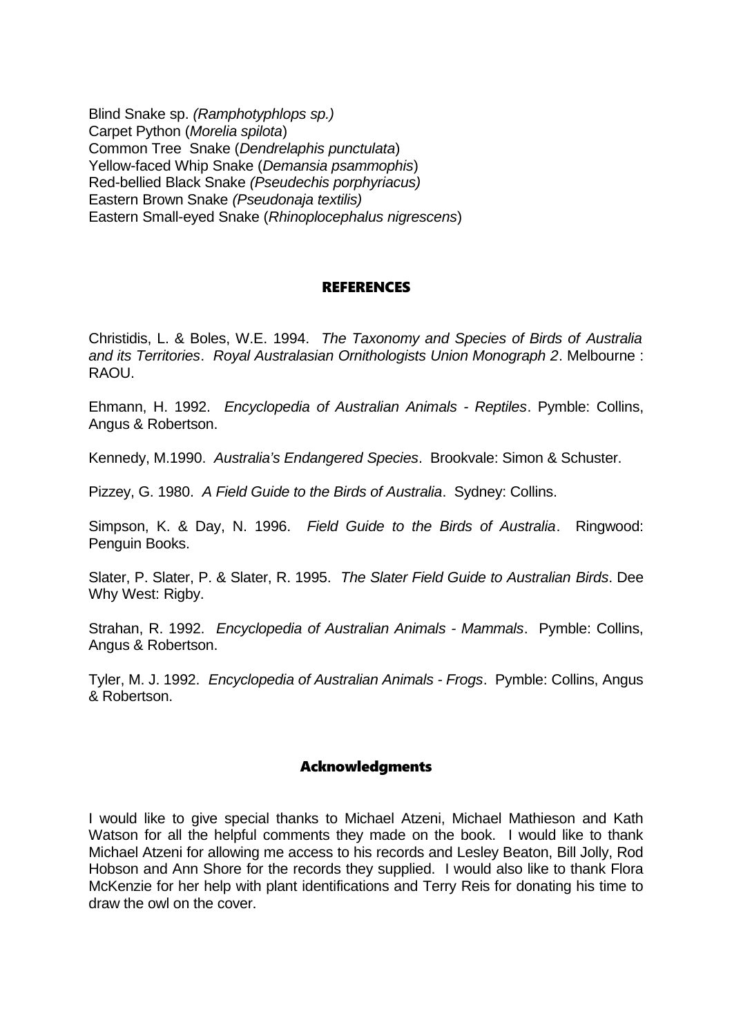Blind Snake sp. *(Ramphotyphlops sp.)*
Carpet Python (*Morelia spilota*)
Common Tree Snake (*Dendrelaphis punctulata*)
Yellow-faced Whip Snake (*Demansia psammophis*)
Red-bellied Black Snake *(Pseudechis porphyriacus)*
Eastern Brown Snake *(Pseudonaja textilis)*
Eastern Small-eyed Snake (*Rhinoplocephalus nigrescens*)

## REFERENCES

Christidis, L. & Boles, W.E. 1994. *The Taxonomy and Species of Birds of Australia and its Territories*. *Royal Australasian Ornithologists Union Monograph 2*. Melbourne : RAOU.

Ehmann, H. 1992. *Encyclopedia of Australian Animals - Reptiles*. Pymble: Collins, Angus & Robertson.

Kennedy, M.1990. *Australia's Endangered Species*. Brookvale: Simon & Schuster.

Pizzey, G. 1980. *A Field Guide to the Birds of Australia*. Sydney: Collins.

Simpson, K. & Day, N. 1996. *Field Guide to the Birds of Australia*. Ringwood: Penguin Books.

Slater, P. Slater, P. & Slater, R. 1995. *The Slater Field Guide to Australian Birds*. Dee Why West: Rigby.

Strahan, R. 1992. *Encyclopedia of Australian Animals - Mammals*. Pymble: Collins, Angus & Robertson.

Tyler, M. J. 1992. *Encyclopedia of Australian Animals - Frogs*. Pymble: Collins, Angus & Robertson.

## Acknowledgments

I would like to give special thanks to Michael Atzeni, Michael Mathieson and Kath Watson for all the helpful comments they made on the book. I would like to thank Michael Atzeni for allowing me access to his records and Lesley Beaton, Bill Jolly, Rod Hobson and Ann Shore for the records they supplied. I would also like to thank Flora McKenzie for her help with plant identifications and Terry Reis for donating his time to draw the owl on the cover.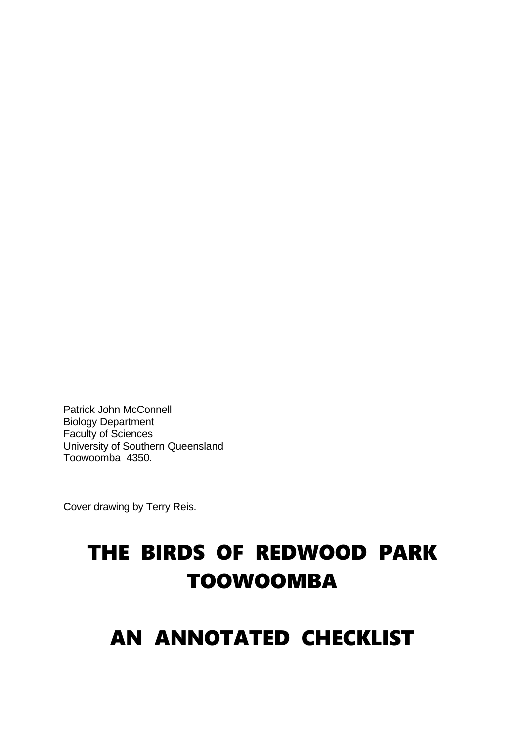Patrick John McConnell
Biology Department
Faculty of Sciences
University of Southern Queensland
Toowoomba  4350.

Cover drawing by Terry Reis.

# THE BIRDS OF REDWOOD PARK TOOWOOMBA

# AN ANNOTATED CHECKLIST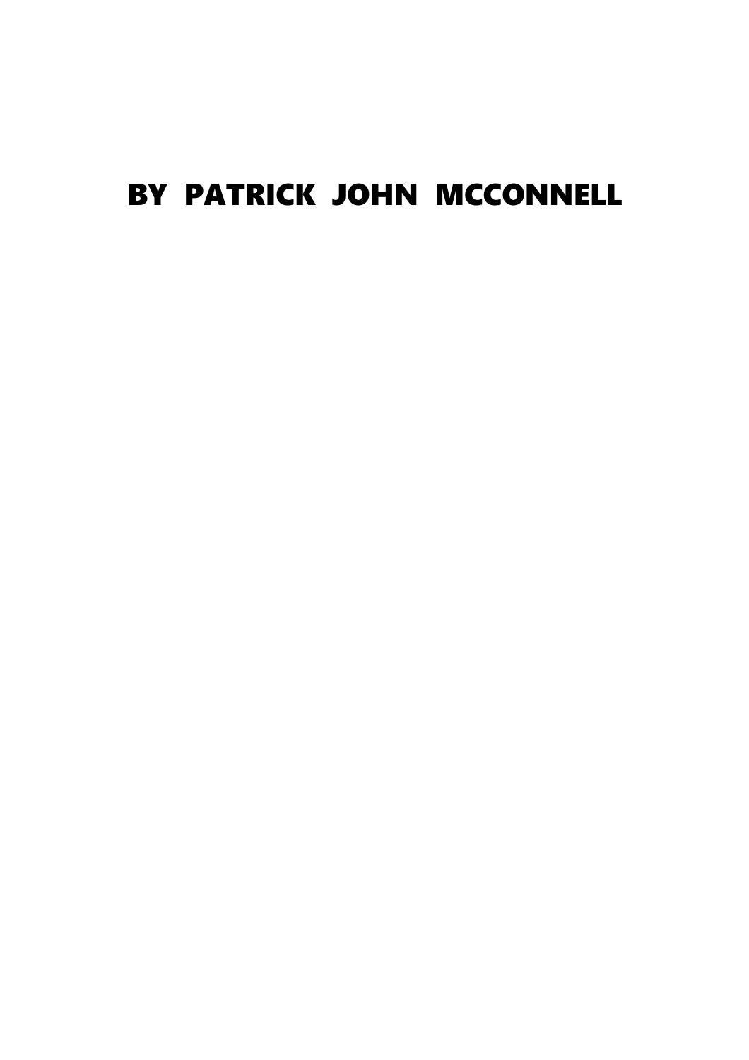# BY PATRICK JOHN MCCONNELL